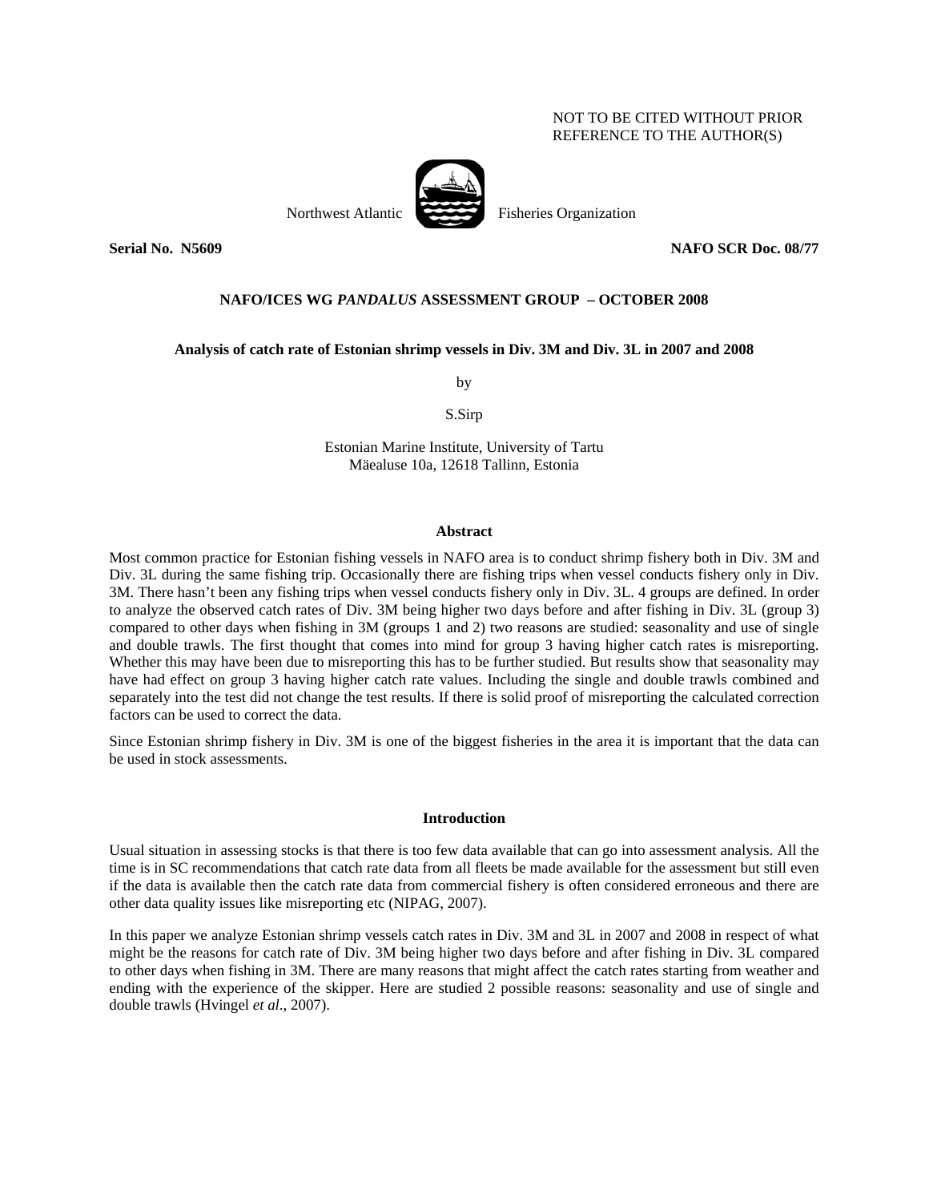NOT TO BE CITED WITHOUT PRIOR REFERENCE TO THE AUTHOR(S)

Northwest Atlantic Fisheries Organization

**Serial No. N5609** **NAFO SCR Doc. 08/77**

**NAFO/ICES WG *PANDALUS* ASSESSMENT GROUP – OCTOBER 2008**

**Analysis of catch rate of Estonian shrimp vessels in Div. 3M and Div. 3L in 2007 and 2008**

by

S.Sirp

Estonian Marine Institute, University of Tartu
Mäealuse 10a, 12618 Tallinn, Estonia

## Abstract

Most common practice for Estonian fishing vessels in NAFO area is to conduct shrimp fishery both in Div. 3M and Div. 3L during the same fishing trip. Occasionally there are fishing trips when vessel conducts fishery only in Div. 3M. There hasn't been any fishing trips when vessel conducts fishery only in Div. 3L. 4 groups are defined. In order to analyze the observed catch rates of Div. 3M being higher two days before and after fishing in Div. 3L (group 3) compared to other days when fishing in 3M (groups 1 and 2) two reasons are studied: seasonality and use of single and double trawls. The first thought that comes into mind for group 3 having higher catch rates is misreporting. Whether this may have been due to misreporting this has to be further studied. But results show that seasonality may have had effect on group 3 having higher catch rate values. Including the single and double trawls combined and separately into the test did not change the test results. If there is solid proof of misreporting the calculated correction factors can be used to correct the data.

Since Estonian shrimp fishery in Div. 3M is one of the biggest fisheries in the area it is important that the data can be used in stock assessments.

## Introduction

Usual situation in assessing stocks is that there is too few data available that can go into assessment analysis. All the time is in SC recommendations that catch rate data from all fleets be made available for the assessment but still even if the data is available then the catch rate data from commercial fishery is often considered erroneous and there are other data quality issues like misreporting etc (NIPAG, 2007).

In this paper we analyze Estonian shrimp vessels catch rates in Div. 3M and 3L in 2007 and 2008 in respect of what might be the reasons for catch rate of Div. 3M being higher two days before and after fishing in Div. 3L compared to other days when fishing in 3M. There are many reasons that might affect the catch rates starting from weather and ending with the experience of the skipper. Here are studied 2 possible reasons: seasonality and use of single and double trawls (Hvingel *et al*., 2007).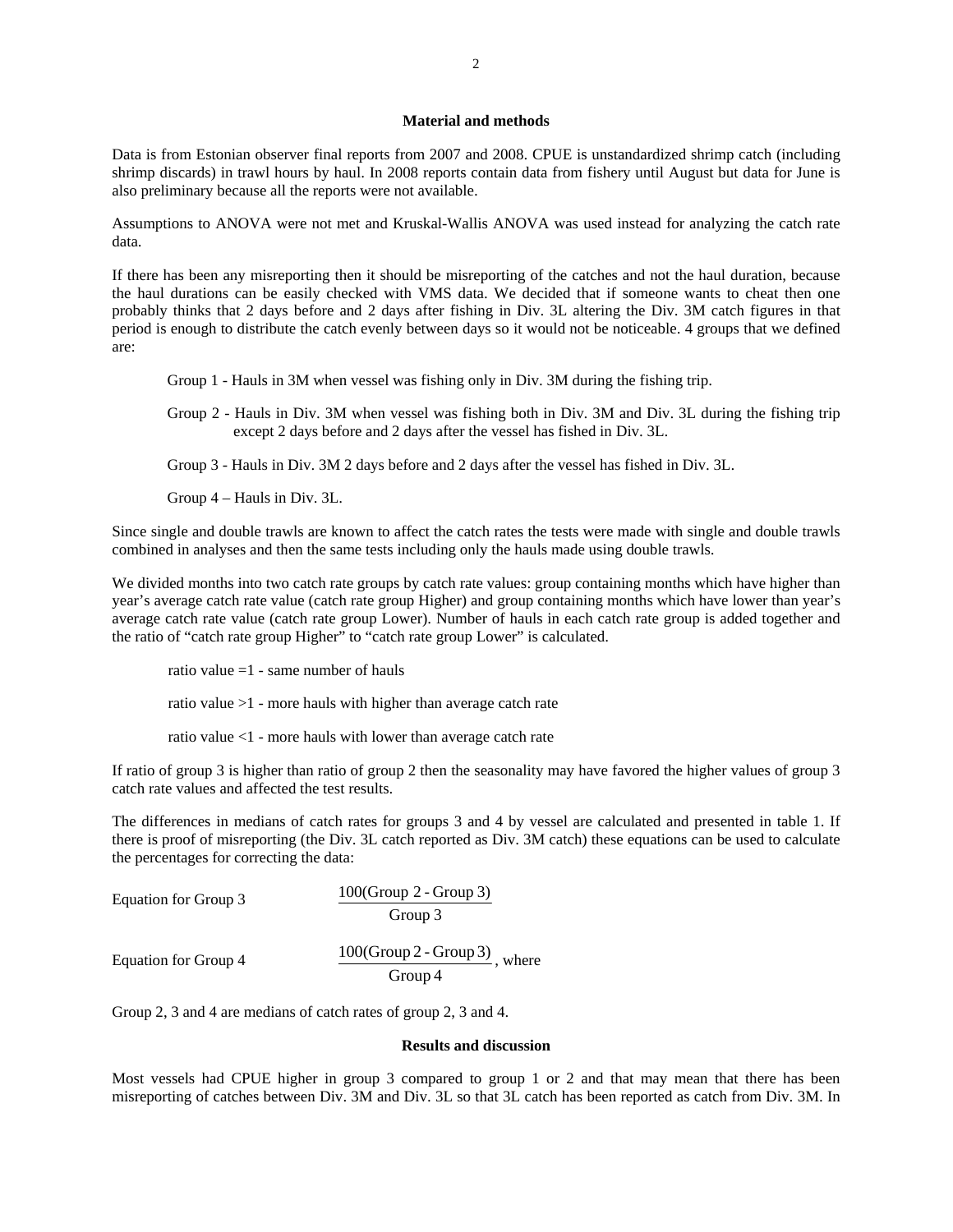## Material and methods

Data is from Estonian observer final reports from 2007 and 2008. CPUE is unstandardized shrimp catch (including shrimp discards) in trawl hours by haul. In 2008 reports contain data from fishery until August but data for June is also preliminary because all the reports were not available.

Assumptions to ANOVA were not met and Kruskal-Wallis ANOVA was used instead for analyzing the catch rate data.

If there has been any misreporting then it should be misreporting of the catches and not the haul duration, because the haul durations can be easily checked with VMS data. We decided that if someone wants to cheat then one probably thinks that 2 days before and 2 days after fishing in Div. 3L altering the Div. 3M catch figures in that period is enough to distribute the catch evenly between days so it would not be noticeable. 4 groups that we defined are:

Group 1 - Hauls in 3M when vessel was fishing only in Div. 3M during the fishing trip.

Group 2 - Hauls in Div. 3M when vessel was fishing both in Div. 3M and Div. 3L during the fishing trip except 2 days before and 2 days after the vessel has fished in Div. 3L.

Group 3 - Hauls in Div. 3M 2 days before and 2 days after the vessel has fished in Div. 3L.

Group 4 – Hauls in Div. 3L.

Since single and double trawls are known to affect the catch rates the tests were made with single and double trawls combined in analyses and then the same tests including only the hauls made using double trawls.

We divided months into two catch rate groups by catch rate values: group containing months which have higher than year's average catch rate value (catch rate group Higher) and group containing months which have lower than year's average catch rate value (catch rate group Lower). Number of hauls in each catch rate group is added together and the ratio of "catch rate group Higher" to "catch rate group Lower" is calculated.

ratio value =1 - same number of hauls

ratio value >1 - more hauls with higher than average catch rate

ratio value <1 - more hauls with lower than average catch rate

If ratio of group 3 is higher than ratio of group 2 then the seasonality may have favored the higher values of group 3 catch rate values and affected the test results.

The differences in medians of catch rates for groups 3 and 4 by vessel are calculated and presented in table 1. If there is proof of misreporting (the Div. 3L catch reported as Div. 3M catch) these equations can be used to calculate the percentages for correcting the data:

Equation for Group 3 $$\frac{100(\text{Group 2 - Group 3})}{\text{Group 3}}$$

Equation for Group 4 $$\frac{100(\text{Group 2 - Group 3})}{\text{Group 4}}$$, where

Group 2, 3 and 4 are medians of catch rates of group 2, 3 and 4.

## Results and discussion

Most vessels had CPUE higher in group 3 compared to group 1 or 2 and that may mean that there has been misreporting of catches between Div. 3M and Div. 3L so that 3L catch has been reported as catch from Div. 3M. In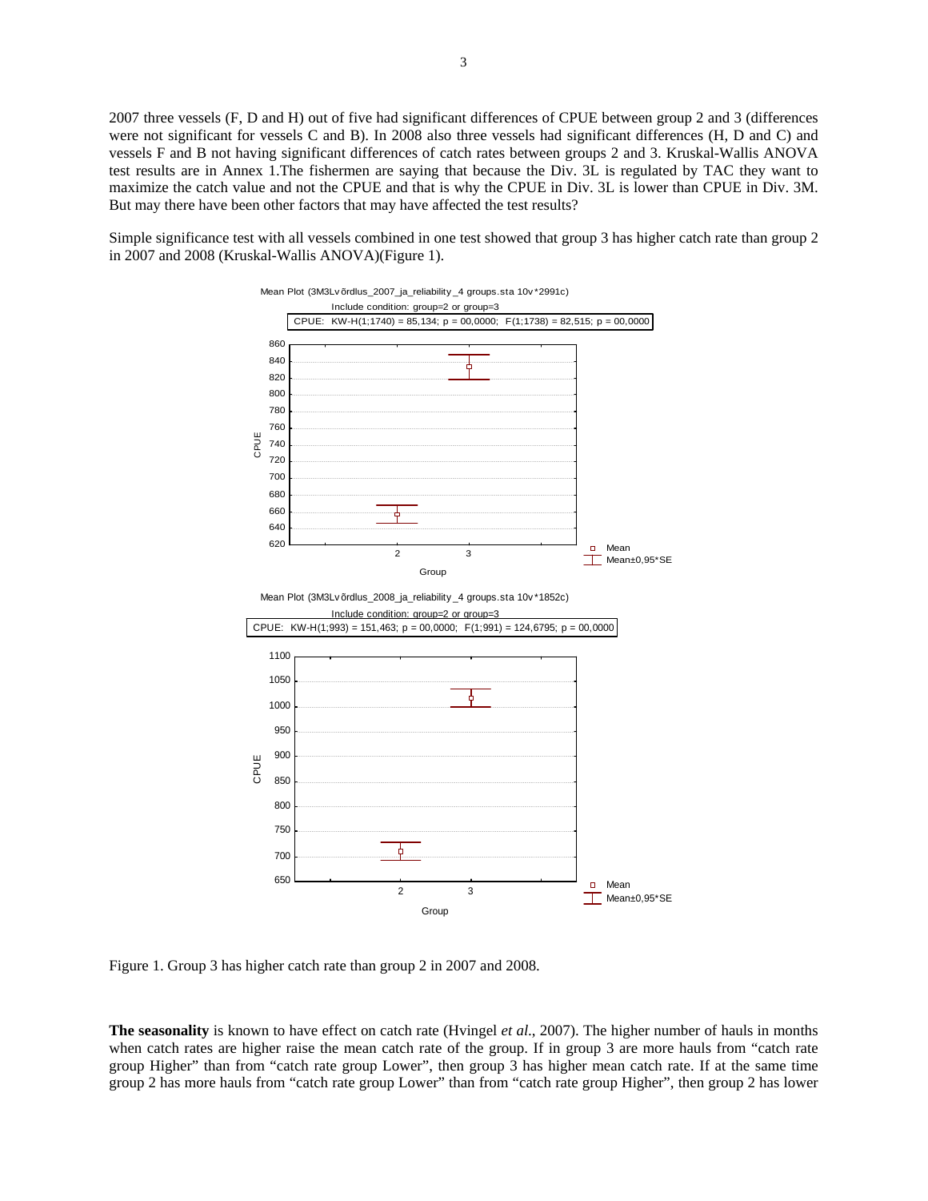2007 three vessels (F, D and H) out of five had significant differences of CPUE between group 2 and 3 (differences were not significant for vessels C and B). In 2008 also three vessels had significant differences (H, D and C) and vessels F and B not having significant differences of catch rates between groups 2 and 3. Kruskal-Wallis ANOVA test results are in Annex 1.The fishermen are saying that because the Div. 3L is regulated by TAC they want to maximize the catch value and not the CPUE and that is why the CPUE in Div. 3L is lower than CPUE in Div. 3M. But may there have been other factors that may have affected the test results?

Simple significance test with all vessels combined in one test showed that group 3 has higher catch rate than group 2 in 2007 and 2008 (Kruskal-Wallis ANOVA)(Figure 1).

Figure 1. Group 3 has higher catch rate than group 2 in 2007 and 2008.

**The seasonality** is known to have effect on catch rate (Hvingel *et al.*, 2007). The higher number of hauls in months when catch rates are higher raise the mean catch rate of the group. If in group 3 are more hauls from “catch rate group Higher” than from “catch rate group Lower”, then group 3 has higher mean catch rate. If at the same time group 2 has more hauls from “catch rate group Lower” than from “catch rate group Higher”, then group 2 has lower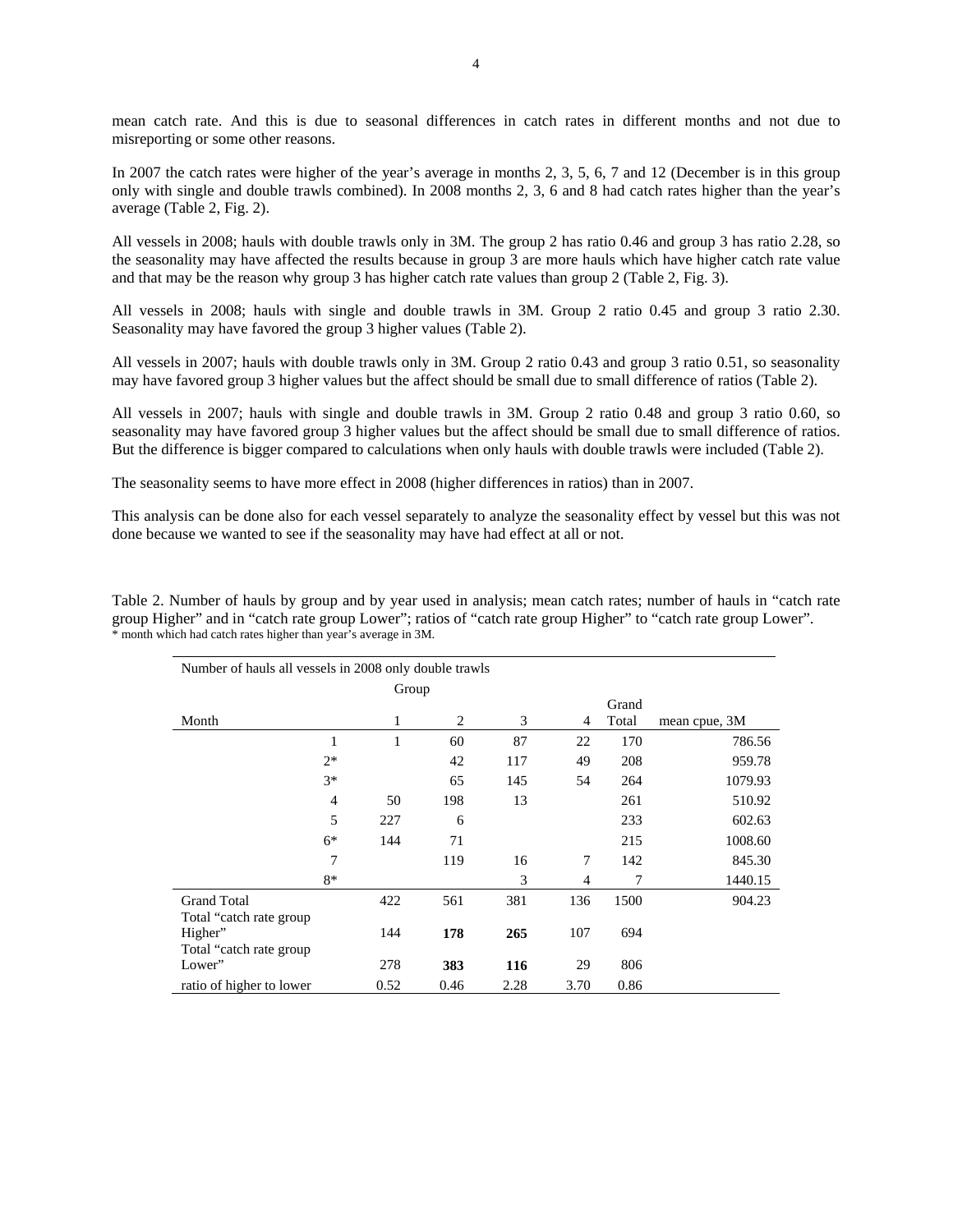mean catch rate. And this is due to seasonal differences in catch rates in different months and not due to misreporting or some other reasons.

In 2007 the catch rates were higher of the year's average in months 2, 3, 5, 6, 7 and 12 (December is in this group only with single and double trawls combined). In 2008 months 2, 3, 6 and 8 had catch rates higher than the year's average (Table 2, Fig. 2).

All vessels in 2008; hauls with double trawls only in 3M. The group 2 has ratio 0.46 and group 3 has ratio 2.28, so the seasonality may have affected the results because in group 3 are more hauls which have higher catch rate value and that may be the reason why group 3 has higher catch rate values than group 2 (Table 2, Fig. 3).

All vessels in 2008; hauls with single and double trawls in 3M. Group 2 ratio 0.45 and group 3 ratio 2.30. Seasonality may have favored the group 3 higher values (Table 2).

All vessels in 2007; hauls with double trawls only in 3M. Group 2 ratio 0.43 and group 3 ratio 0.51, so seasonality may have favored group 3 higher values but the affect should be small due to small difference of ratios (Table 2).

All vessels in 2007; hauls with single and double trawls in 3M. Group 2 ratio 0.48 and group 3 ratio 0.60, so seasonality may have favored group 3 higher values but the affect should be small due to small difference of ratios. But the difference is bigger compared to calculations when only hauls with double trawls were included (Table 2).

The seasonality seems to have more effect in 2008 (higher differences in ratios) than in 2007.

This analysis can be done also for each vessel separately to analyze the seasonality effect by vessel but this was not done because we wanted to see if the seasonality may have had effect at all or not.

Table 2. Number of hauls by group and by year used in analysis; mean catch rates; number of hauls in "catch rate group Higher" and in "catch rate group Lower"; ratios of "catch rate group Higher" to "catch rate group Lower".
\* month which had catch rates higher than year's average in 3M.

| Number of hauls all vessels in 2008 only double trawls | | | | | | |
|---|---|---|---|---|---|---|
| | Group | | | | | |
| Month | 1 | 2 | 3 | 4 | Grand Total | mean cpue, 3M |
| 1 | 1 | 60 | 87 | 22 | 170 | 786.56 |
| 2* | | 42 | 117 | 49 | 208 | 959.78 |
| 3* | | 65 | 145 | 54 | 264 | 1079.93 |
| 4 | 50 | 198 | 13 | | 261 | 510.92 |
| 5 | 227 | 6 | | | 233 | 602.63 |
| 6* | 144 | 71 | | | 215 | 1008.60 |
| 7 | | 119 | 16 | 7 | 142 | 845.30 |
| 8* | | | 3 | 4 | 7 | 1440.15 |
| Grand Total | 422 | 561 | 381 | 136 | 1500 | 904.23 |
| Total "catch rate group Higher" | 144 | **178** | **265** | 107 | 694 | |
| Total "catch rate group Lower" | 278 | **383** | **116** | 29 | 806 | |
| ratio of higher to lower | 0.52 | 0.46 | 2.28 | 3.70 | 0.86 | |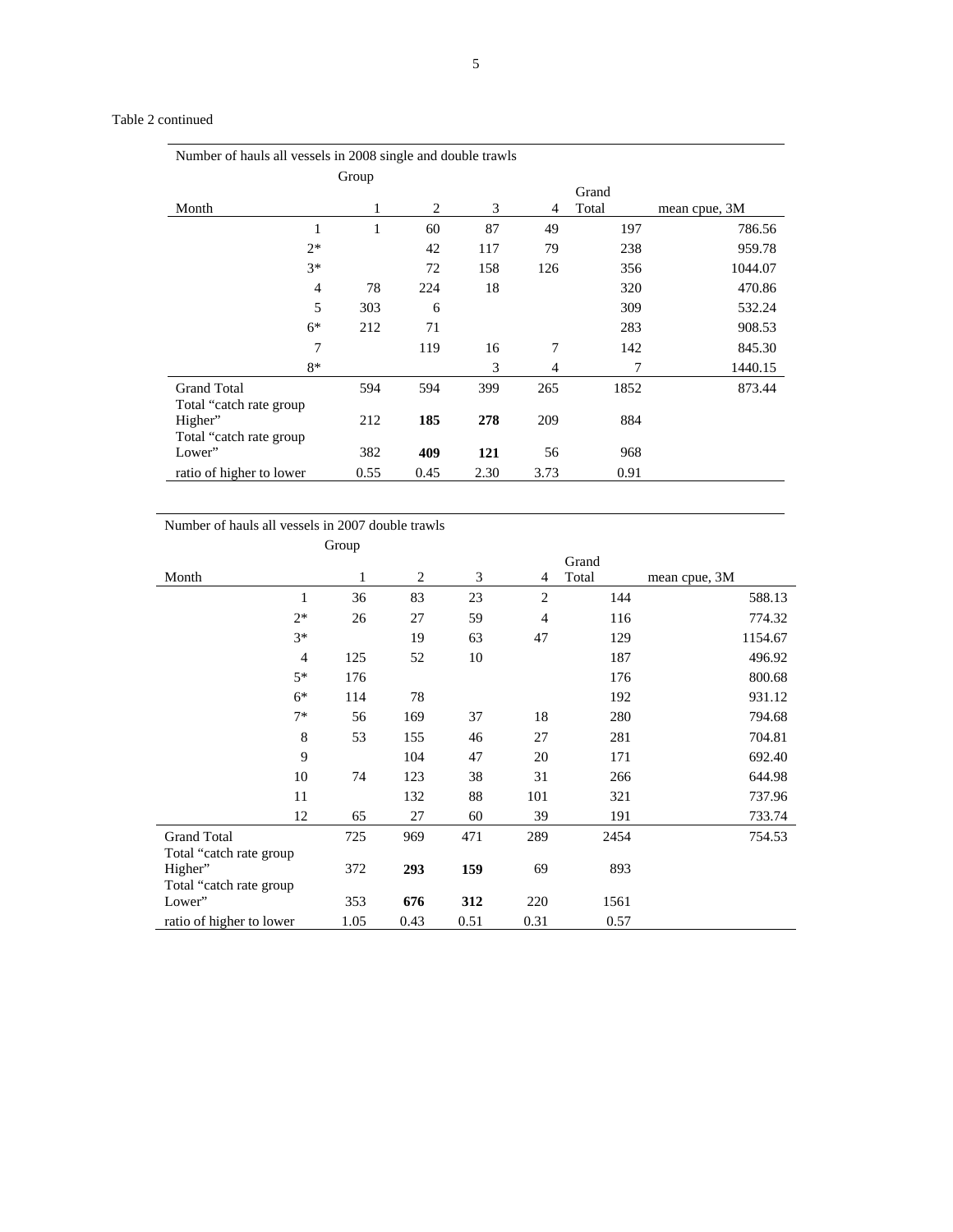Table 2 continued

| Number of hauls all vessels in 2008 single and double trawls | | | | | | |
|---|---|---|---|---|---|---|
| | Group | | | | | |
| Month | 1 | 2 | 3 | 4 | Grand Total | mean cpue, 3M |
| 1 | 1 | 60 | 87 | 49 | 197 | 786.56 |
| 2* | | 42 | 117 | 79 | 238 | 959.78 |
| 3* | | 72 | 158 | 126 | 356 | 1044.07 |
| 4 | 78 | 224 | 18 | | 320 | 470.86 |
| 5 | 303 | 6 | | | 309 | 532.24 |
| 6* | 212 | 71 | | | 283 | 908.53 |
| 7 | | 119 | 16 | 7 | 142 | 845.30 |
| 8* | | | 3 | 4 | 7 | 1440.15 |
| Grand Total | 594 | 594 | 399 | 265 | 1852 | 873.44 |
| Total “catch rate group Higher” | 212 | **185** | **278** | 209 | 884 | |
| Total “catch rate group Lower” | 382 | **409** | **121** | 56 | 968 | |
| ratio of higher to lower | 0.55 | 0.45 | 2.30 | 3.73 | 0.91 | |

| Number of hauls all vessels in 2007 double trawls | | | | | | |
|---|---|---|---|---|---|---|
| | Group | | | | | |
| Month | 1 | 2 | 3 | 4 | Grand Total | mean cpue, 3M |
| 1 | 36 | 83 | 23 | 2 | 144 | 588.13 |
| 2* | 26 | 27 | 59 | 4 | 116 | 774.32 |
| 3* | | 19 | 63 | 47 | 129 | 1154.67 |
| 4 | 125 | 52 | 10 | | 187 | 496.92 |
| 5* | 176 | | | | 176 | 800.68 |
| 6* | 114 | 78 | | | 192 | 931.12 |
| 7* | 56 | 169 | 37 | 18 | 280 | 794.68 |
| 8 | 53 | 155 | 46 | 27 | 281 | 704.81 |
| 9 | | 104 | 47 | 20 | 171 | 692.40 |
| 10 | 74 | 123 | 38 | 31 | 266 | 644.98 |
| 11 | | 132 | 88 | 101 | 321 | 737.96 |
| 12 | 65 | 27 | 60 | 39 | 191 | 733.74 |
| Grand Total | 725 | 969 | 471 | 289 | 2454 | 754.53 |
| Total “catch rate group Higher” | 372 | **293** | **159** | 69 | 893 | |
| Total “catch rate group Lower” | 353 | **676** | **312** | 220 | 1561 | |
| ratio of higher to lower | 1.05 | 0.43 | 0.51 | 0.31 | 0.57 | |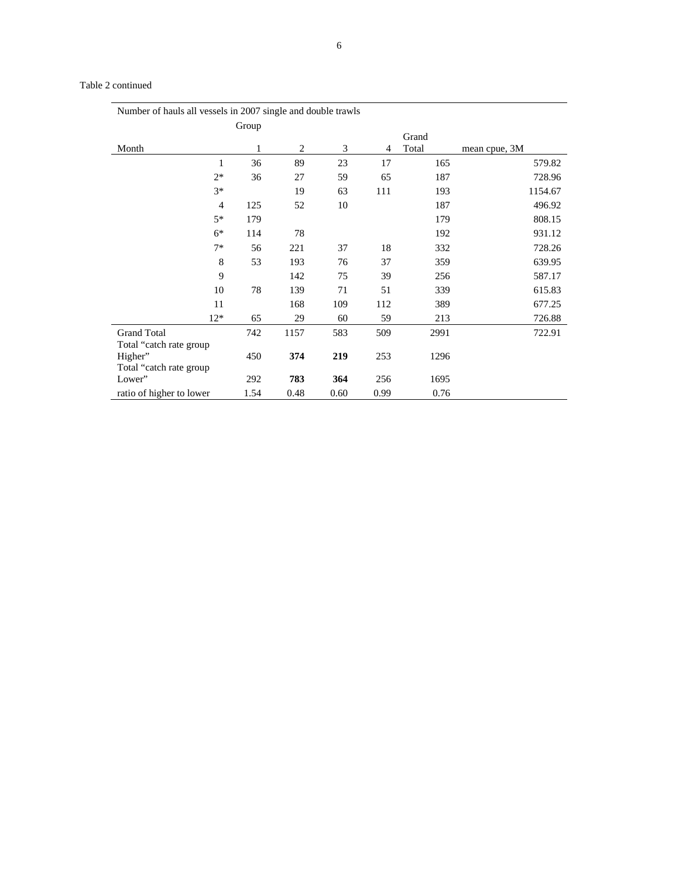Table 2 continued

| Number of hauls all vessels in 2007 single and double trawls | | | | | | |
|---|---|---|---|---|---|---|
| | Group | | | | | |
| Month | 1 | 2 | 3 | 4 | Grand Total | mean cpue, 3M |
| 1 | 36 | 89 | 23 | 17 | 165 | 579.82 |
| 2* | 36 | 27 | 59 | 65 | 187 | 728.96 |
| 3* | | 19 | 63 | 111 | 193 | 1154.67 |
| 4 | 125 | 52 | 10 | | 187 | 496.92 |
| 5* | 179 | | | | 179 | 808.15 |
| 6* | 114 | 78 | | | 192 | 931.12 |
| 7* | 56 | 221 | 37 | 18 | 332 | 728.26 |
| 8 | 53 | 193 | 76 | 37 | 359 | 639.95 |
| 9 | | 142 | 75 | 39 | 256 | 587.17 |
| 10 | 78 | 139 | 71 | 51 | 339 | 615.83 |
| 11 | | 168 | 109 | 112 | 389 | 677.25 |
| 12* | 65 | 29 | 60 | 59 | 213 | 726.88 |
| Grand Total | 742 | 1157 | 583 | 509 | 2991 | 722.91 |
| Total "catch rate group Higher" | 450 | **374** | **219** | 253 | 1296 | |
| Total "catch rate group Lower" | 292 | **783** | **364** | 256 | 1695 | |
| ratio of higher to lower | 1.54 | 0.48 | 0.60 | 0.99 | 0.76 | |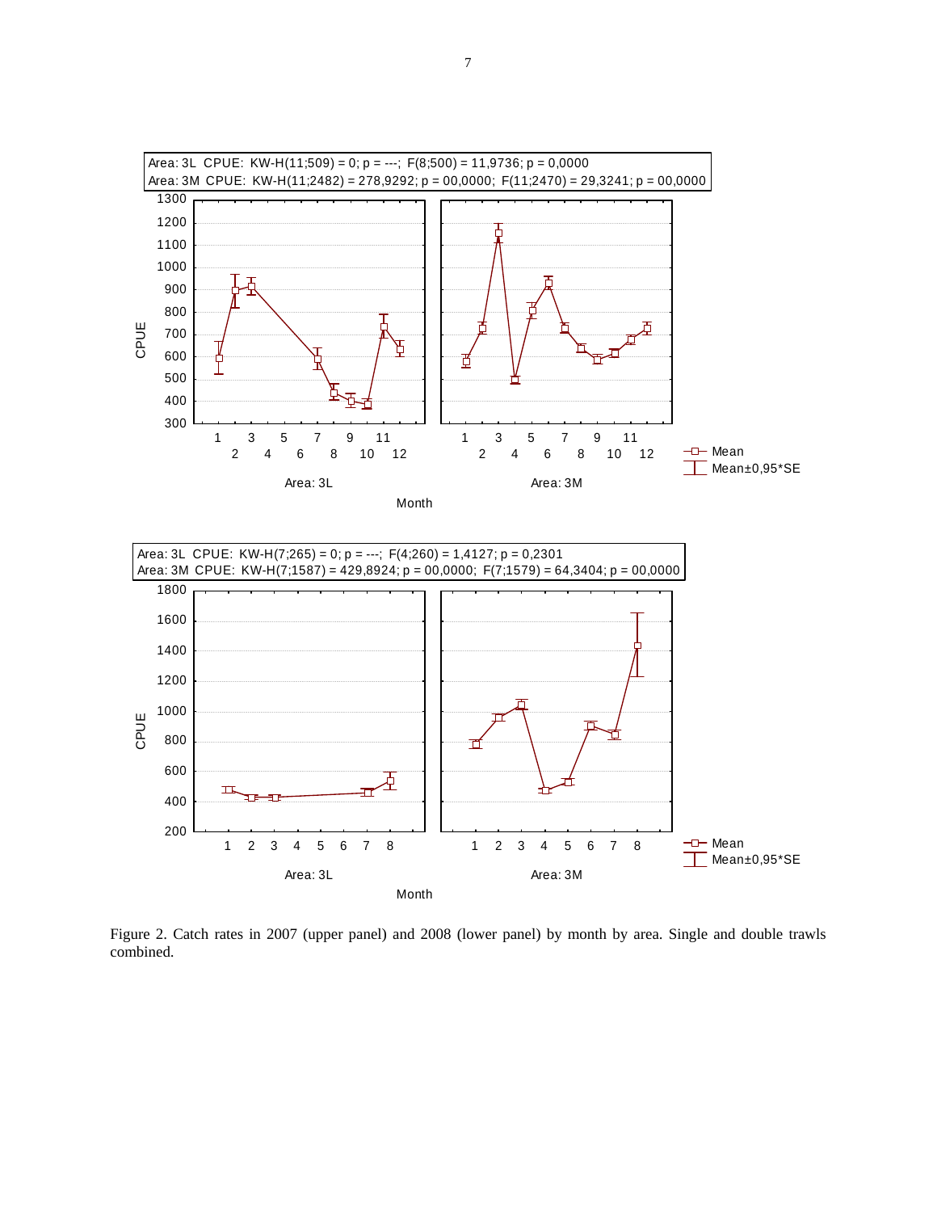Figure 2. Catch rates in 2007 (upper panel) and 2008 (lower panel) by month by area. Single and double trawls combined.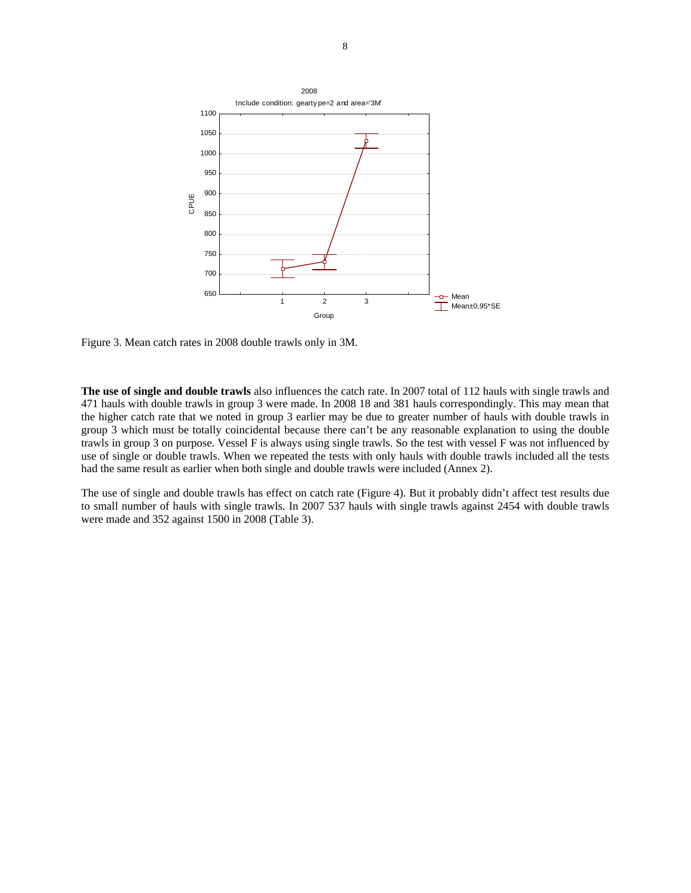Figure 3. Mean catch rates in 2008 double trawls only in 3M.

**The use of single and double trawls** also influences the catch rate. In 2007 total of 112 hauls with single trawls and 471 hauls with double trawls in group 3 were made. In 2008 18 and 381 hauls correspondingly. This may mean that the higher catch rate that we noted in group 3 earlier may be due to greater number of hauls with double trawls in group 3 which must be totally coincidental because there can't be any reasonable explanation to using the double trawls in group 3 on purpose. Vessel F is always using single trawls. So the test with vessel F was not influenced by use of single or double trawls. When we repeated the tests with only hauls with double trawls included all the tests had the same result as earlier when both single and double trawls were included (Annex 2).

The use of single and double trawls has effect on catch rate (Figure 4). But it probably didn't affect test results due to small number of hauls with single trawls. In 2007 537 hauls with single trawls against 2454 with double trawls were made and 352 against 1500 in 2008 (Table 3).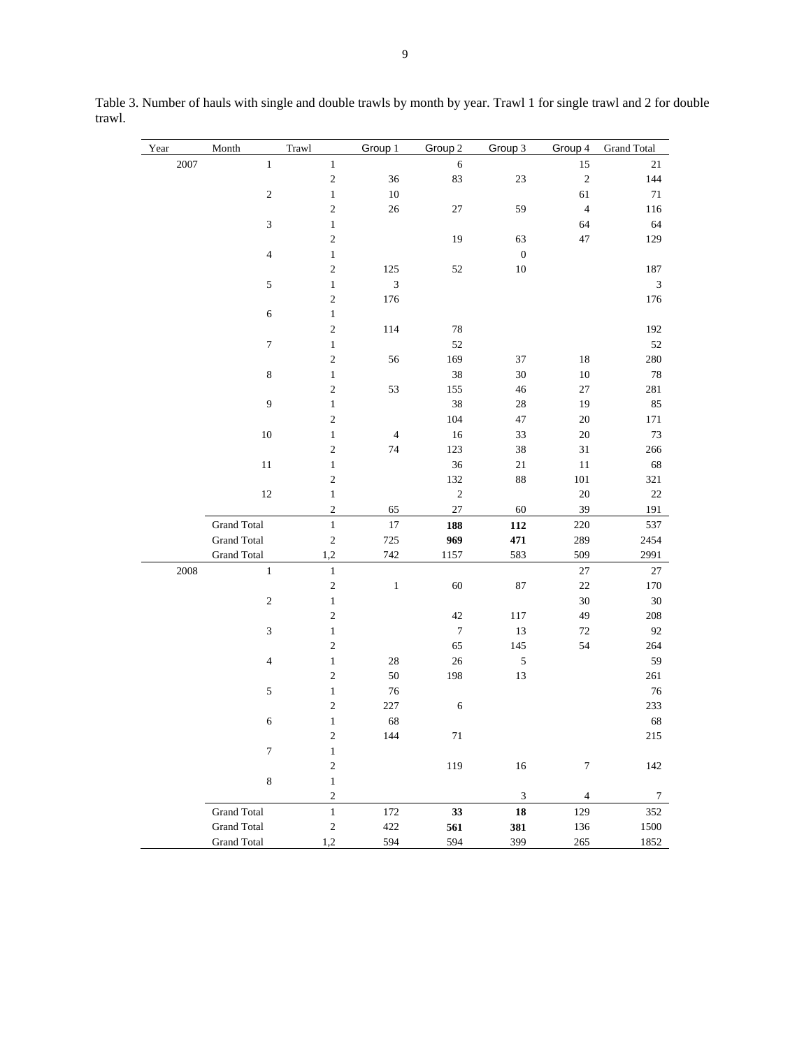Table 3. Number of hauls with single and double trawls by month by year. Trawl 1 for single trawl and 2 for double trawl.

| Year | Month | Trawl | Group 1 | Group 2 | Group 3 | Group 4 | Grand Total |
|---|---|---|---|---|---|---|---|
| 2007 | 1 | 1 | | 6 | | 15 | 21 |
| | | 2 | 36 | 83 | 23 | 2 | 144 |
| | 2 | 1 | 10 | | | 61 | 71 |
| | | 2 | 26 | 27 | 59 | 4 | 116 |
| | 3 | 1 | | | | 64 | 64 |
| | | 2 | | 19 | 63 | 47 | 129 |
| | 4 | 1 | | | 0 | | |
| | | 2 | 125 | 52 | 10 | | 187 |
| | 5 | 1 | 3 | | | | 3 |
| | | 2 | 176 | | | | 176 |
| | 6 | 1 | | | | | |
| | | 2 | 114 | 78 | | | 192 |
| | 7 | 1 | | 52 | | | 52 |
| | | 2 | 56 | 169 | 37 | 18 | 280 |
| | 8 | 1 | | 38 | 30 | 10 | 78 |
| | | 2 | 53 | 155 | 46 | 27 | 281 |
| | 9 | 1 | | 38 | 28 | 19 | 85 |
| | | 2 | | 104 | 47 | 20 | 171 |
| | 10 | 1 | 4 | 16 | 33 | 20 | 73 |
| | | 2 | 74 | 123 | 38 | 31 | 266 |
| | 11 | 1 | | 36 | 21 | 11 | 68 |
| | | 2 | | 132 | 88 | 101 | 321 |
| | 12 | 1 | | 2 | | 20 | 22 |
| | | 2 | 65 | 27 | 60 | 39 | 191 |
| | Grand Total | 1 | 17 | **188** | **112** | 220 | 537 |
| | Grand Total | 2 | 725 | **969** | **471** | 289 | 2454 |
| | Grand Total | 1,2 | 742 | 1157 | 583 | 509 | 2991 |
| 2008 | 1 | 1 | | | | 27 | 27 |
| | | 2 | 1 | 60 | 87 | 22 | 170 |
| | 2 | 1 | | | | 30 | 30 |
| | | 2 | | 42 | 117 | 49 | 208 |
| | 3 | 1 | | 7 | 13 | 72 | 92 |
| | | 2 | | 65 | 145 | 54 | 264 |
| | 4 | 1 | 28 | 26 | 5 | | 59 |
| | | 2 | 50 | 198 | 13 | | 261 |
| | 5 | 1 | 76 | | | | 76 |
| | | 2 | 227 | 6 | | | 233 |
| | 6 | 1 | 68 | | | | 68 |
| | | 2 | 144 | 71 | | | 215 |
| | 7 | 1 | | | | | |
| | | 2 | | 119 | 16 | 7 | 142 |
| | 8 | 1 | | | | | |
| | | 2 | | | 3 | 4 | 7 |
| | Grand Total | 1 | 172 | **33** | **18** | 129 | 352 |
| | Grand Total | 2 | 422 | **561** | **381** | 136 | 1500 |
| | Grand Total | 1,2 | 594 | 594 | 399 | 265 | 1852 |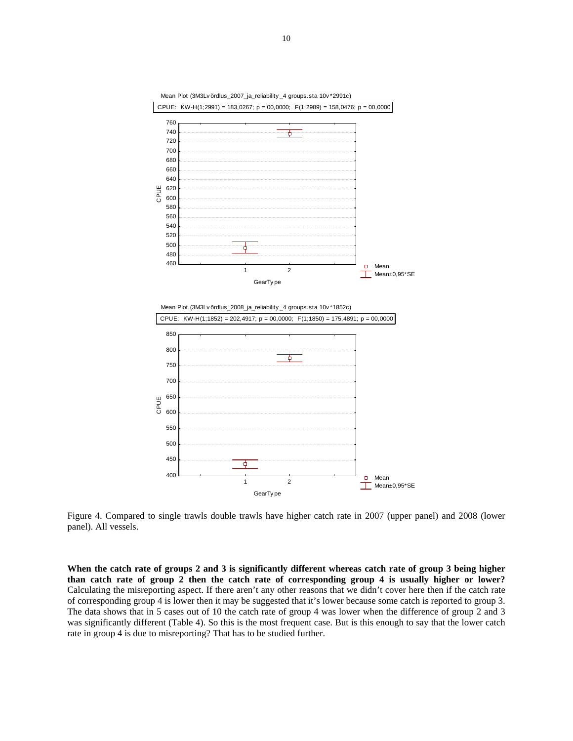Figure 4. Compared to single trawls double trawls have higher catch rate in 2007 (upper panel) and 2008 (lower panel). All vessels.

**When the catch rate of groups 2 and 3 is significantly different whereas catch rate of group 3 being higher than catch rate of group 2 then the catch rate of corresponding group 4 is usually higher or lower?** Calculating the misreporting aspect. If there aren't any other reasons that we didn't cover here then if the catch rate of corresponding group 4 is lower then it may be suggested that it's lower because some catch is reported to group 3. The data shows that in 5 cases out of 10 the catch rate of group 4 was lower when the difference of group 2 and 3 was significantly different (Table 4). So this is the most frequent case. But is this enough to say that the lower catch rate in group 4 is due to misreporting? That has to be studied further.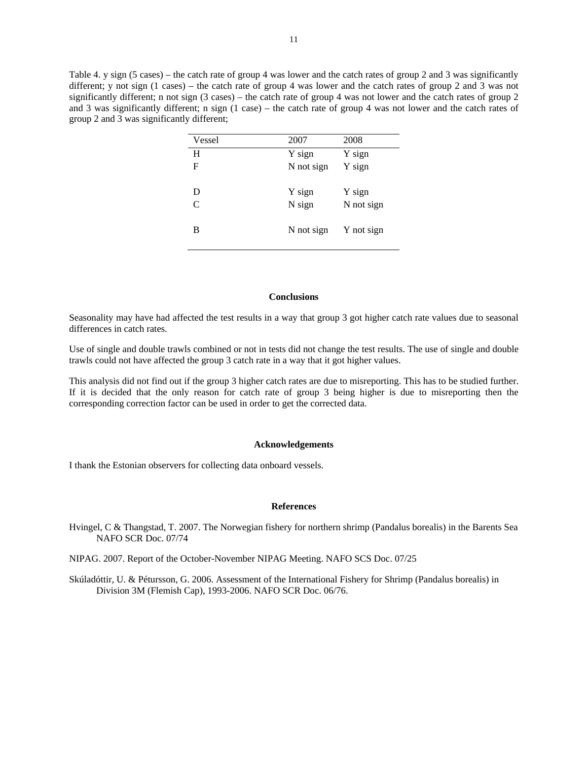Table 4. y sign (5 cases) – the catch rate of group 4 was lower and the catch rates of group 2 and 3 was significantly different; y not sign (1 cases) – the catch rate of group 4 was lower and the catch rates of group 2 and 3 was not significantly different; n not sign (3 cases) – the catch rate of group 4 was not lower and the catch rates of group 2 and 3 was significantly different; n sign (1 case) – the catch rate of group 4 was not lower and the catch rates of group 2 and 3 was significantly different;

| Vessel | 2007 | 2008 |
|---|---|---|
| H | Y sign | Y sign |
| F | N not sign | Y sign |
| D | Y sign | Y sign |
| C | N sign | N not sign |
| B | N not sign | Y not sign |

## Conclusions

Seasonality may have had affected the test results in a way that group 3 got higher catch rate values due to seasonal differences in catch rates.

Use of single and double trawls combined or not in tests did not change the test results. The use of single and double trawls could not have affected the group 3 catch rate in a way that it got higher values.

This analysis did not find out if the group 3 higher catch rates are due to misreporting. This has to be studied further. If it is decided that the only reason for catch rate of group 3 being higher is due to misreporting then the corresponding correction factor can be used in order to get the corrected data.

## Acknowledgements

I thank the Estonian observers for collecting data onboard vessels.

## References

Hvingel, C & Thangstad, T. 2007. The Norwegian fishery for northern shrimp (Pandalus borealis) in the Barents Sea NAFO SCR Doc. 07/74

NIPAG. 2007. Report of the October-November NIPAG Meeting. NAFO SCS Doc. 07/25

Skúladóttir, U. & Pétursson, G. 2006. Assessment of the International Fishery for Shrimp (Pandalus borealis) in Division 3M (Flemish Cap), 1993-2006. NAFO SCR Doc. 06/76.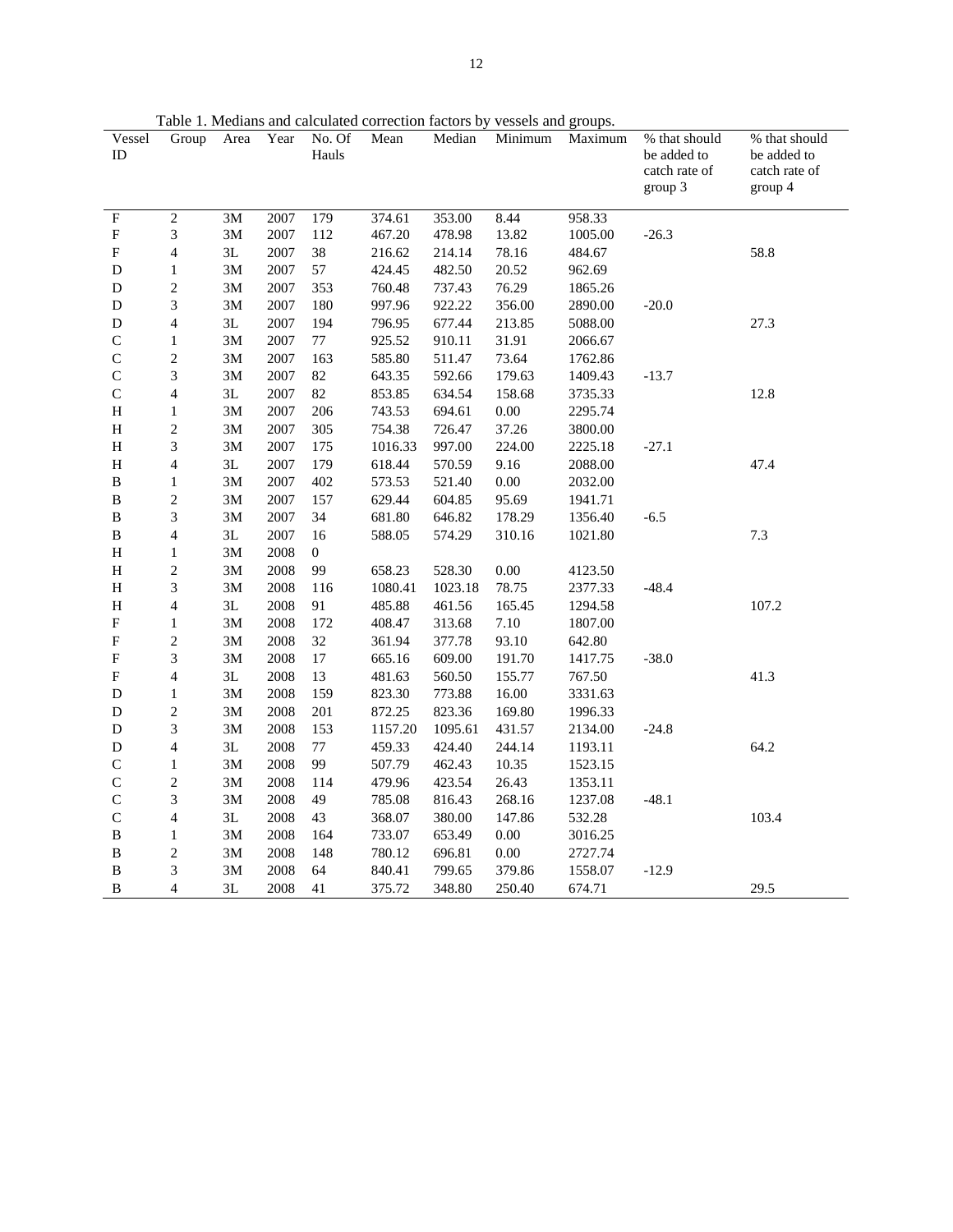Table 1. Medians and calculated correction factors by vessels and groups.

| Vessel ID | Group | Area | Year | No. Of Hauls | Mean | Median | Minimum | Maximum | % that should be added to catch rate of group 3 | % that should be added to catch rate of group 4 |
|---|---|---|---|---|---|---|---|---|---|---|
| F | 2 | 3M | 2007 | 179 | 374.61 | 353.00 | 8.44 | 958.33 | | |
| F | 3 | 3M | 2007 | 112 | 467.20 | 478.98 | 13.82 | 1005.00 | -26.3 | |
| F | 4 | 3L | 2007 | 38 | 216.62 | 214.14 | 78.16 | 484.67 | | 58.8 |
| D | 1 | 3M | 2007 | 57 | 424.45 | 482.50 | 20.52 | 962.69 | | |
| D | 2 | 3M | 2007 | 353 | 760.48 | 737.43 | 76.29 | 1865.26 | | |
| D | 3 | 3M | 2007 | 180 | 997.96 | 922.22 | 356.00 | 2890.00 | -20.0 | |
| D | 4 | 3L | 2007 | 194 | 796.95 | 677.44 | 213.85 | 5088.00 | | 27.3 |
| C | 1 | 3M | 2007 | 77 | 925.52 | 910.11 | 31.91 | 2066.67 | | |
| C | 2 | 3M | 2007 | 163 | 585.80 | 511.47 | 73.64 | 1762.86 | | |
| C | 3 | 3M | 2007 | 82 | 643.35 | 592.66 | 179.63 | 1409.43 | -13.7 | |
| C | 4 | 3L | 2007 | 82 | 853.85 | 634.54 | 158.68 | 3735.33 | | 12.8 |
| H | 1 | 3M | 2007 | 206 | 743.53 | 694.61 | 0.00 | 2295.74 | | |
| H | 2 | 3M | 2007 | 305 | 754.38 | 726.47 | 37.26 | 3800.00 | | |
| H | 3 | 3M | 2007 | 175 | 1016.33 | 997.00 | 224.00 | 2225.18 | -27.1 | |
| H | 4 | 3L | 2007 | 179 | 618.44 | 570.59 | 9.16 | 2088.00 | | 47.4 |
| B | 1 | 3M | 2007 | 402 | 573.53 | 521.40 | 0.00 | 2032.00 | | |
| B | 2 | 3M | 2007 | 157 | 629.44 | 604.85 | 95.69 | 1941.71 | | |
| B | 3 | 3M | 2007 | 34 | 681.80 | 646.82 | 178.29 | 1356.40 | -6.5 | |
| B | 4 | 3L | 2007 | 16 | 588.05 | 574.29 | 310.16 | 1021.80 | | 7.3 |
| H | 1 | 3M | 2008 | 0 | | | | | | |
| H | 2 | 3M | 2008 | 99 | 658.23 | 528.30 | 0.00 | 4123.50 | | |
| H | 3 | 3M | 2008 | 116 | 1080.41 | 1023.18 | 78.75 | 2377.33 | -48.4 | |
| H | 4 | 3L | 2008 | 91 | 485.88 | 461.56 | 165.45 | 1294.58 | | 107.2 |
| F | 1 | 3M | 2008 | 172 | 408.47 | 313.68 | 7.10 | 1807.00 | | |
| F | 2 | 3M | 2008 | 32 | 361.94 | 377.78 | 93.10 | 642.80 | | |
| F | 3 | 3M | 2008 | 17 | 665.16 | 609.00 | 191.70 | 1417.75 | -38.0 | |
| F | 4 | 3L | 2008 | 13 | 481.63 | 560.50 | 155.77 | 767.50 | | 41.3 |
| D | 1 | 3M | 2008 | 159 | 823.30 | 773.88 | 16.00 | 3331.63 | | |
| D | 2 | 3M | 2008 | 201 | 872.25 | 823.36 | 169.80 | 1996.33 | | |
| D | 3 | 3M | 2008 | 153 | 1157.20 | 1095.61 | 431.57 | 2134.00 | -24.8 | |
| D | 4 | 3L | 2008 | 77 | 459.33 | 424.40 | 244.14 | 1193.11 | | 64.2 |
| C | 1 | 3M | 2008 | 99 | 507.79 | 462.43 | 10.35 | 1523.15 | | |
| C | 2 | 3M | 2008 | 114 | 479.96 | 423.54 | 26.43 | 1353.11 | | |
| C | 3 | 3M | 2008 | 49 | 785.08 | 816.43 | 268.16 | 1237.08 | -48.1 | |
| C | 4 | 3L | 2008 | 43 | 368.07 | 380.00 | 147.86 | 532.28 | | 103.4 |
| B | 1 | 3M | 2008 | 164 | 733.07 | 653.49 | 0.00 | 3016.25 | | |
| B | 2 | 3M | 2008 | 148 | 780.12 | 696.81 | 0.00 | 2727.74 | | |
| B | 3 | 3M | 2008 | 64 | 840.41 | 799.65 | 379.86 | 1558.07 | -12.9 | |
| B | 4 | 3L | 2008 | 41 | 375.72 | 348.80 | 250.40 | 674.71 | | 29.5 |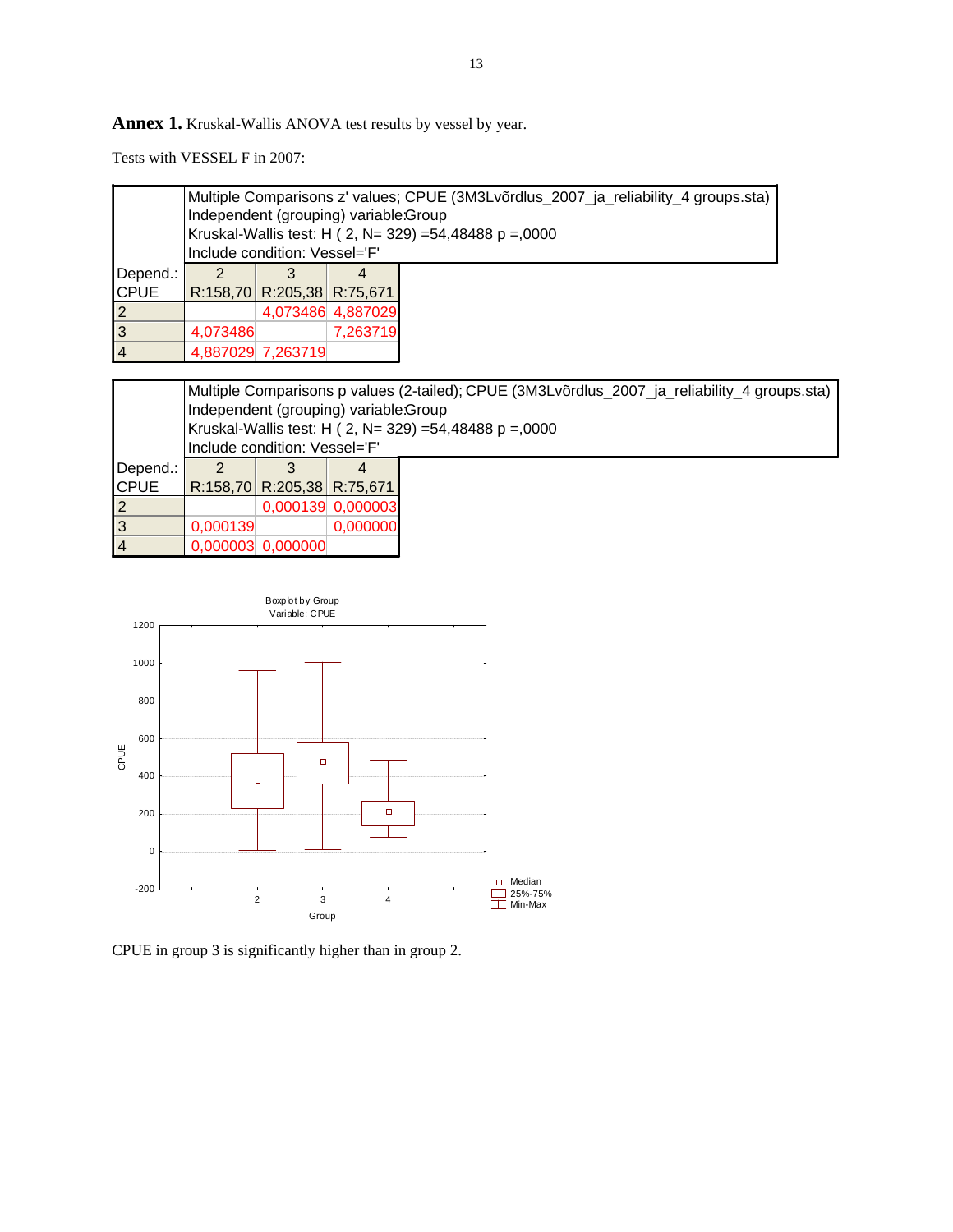**Annex 1.** Kruskal-Wallis ANOVA test results by vessel by year.

Tests with VESSEL F in 2007:

Multiple Comparisons z' values; CPUE (3M3Lvõrdlus_2007_ja_reliability_4 groups.sta)
Independent (grouping) variable:Group
Kruskal-Wallis test: H ( 2, N= 329) =54,48488 p =,0000
Include condition: Vessel='F'

| Depend.: CPUE | 2 R:158,70 | 3 R:205,38 | 4 R:75,671 |
|---|---|---|---|
| 2 | | 4,073486 | 4,887029 |
| 3 | 4,073486 | | 7,263719 |
| 4 | 4,887029 | 7,263719 | |

Multiple Comparisons p values (2-tailed); CPUE (3M3Lvõrdlus_2007_ja_reliability_4 groups.sta)
Independent (grouping) variable:Group
Kruskal-Wallis test: H ( 2, N= 329) =54,48488 p =,0000
Include condition: Vessel='F'

| Depend.: CPUE | 2 R:158,70 | 3 R:205,38 | 4 R:75,671 |
|---|---|---|---|
| 2 | | 0,000139 | 0,000003 |
| 3 | 0,000139 | | 0,000000 |
| 4 | 0,000003 | 0,000000 | |

Boxplot by Group
Variable: CPUE

CPUE in group 3 is significantly higher than in group 2.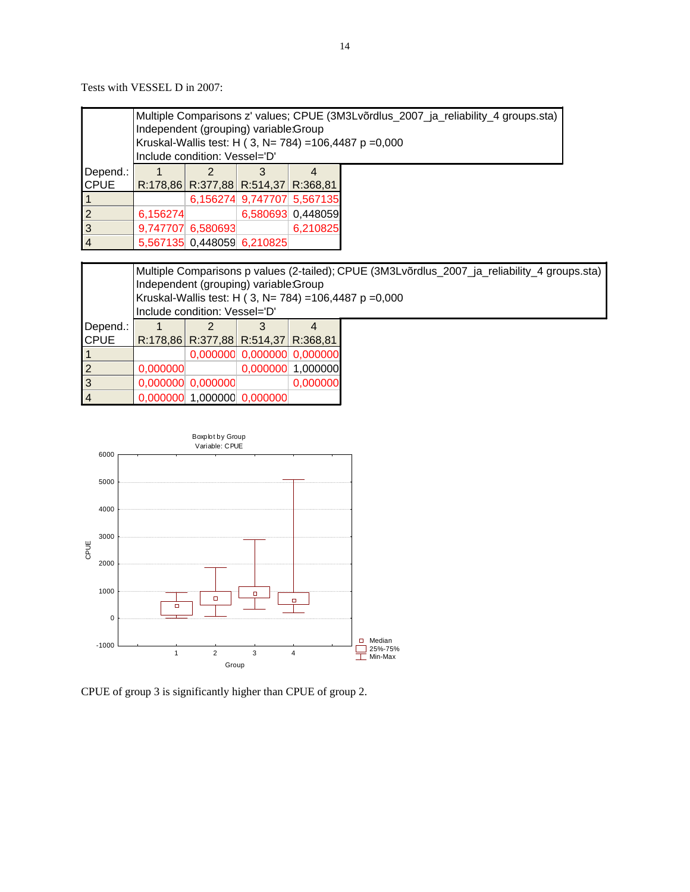Tests with VESSEL D in 2007:

| | Multiple Comparisons z' values; CPUE (3M3Lvõrdlus_2007_ja_reliability_4 groups.sta) Independent (grouping) variable:Group Kruskal-Wallis test: H ( 3, N= 784) =106,4487 p =0,000 Include condition: Vessel='D' | | | |
|---|---|---|---|---|
| Depend.: CPUE | 1 R:178,86 | 2 R:377,88 | 3 R:514,37 | 4 R:368,81 |
| 1 | | 6,156274 | 9,747707 | 5,567135 |
| 2 | 6,156274 | | 6,580693 | 0,448059 |
| 3 | 9,747707 | 6,580693 | | 6,210825 |
| 4 | 5,567135 | 0,448059 | 6,210825 | |

| | Multiple Comparisons p values (2-tailed); CPUE (3M3Lvõrdlus_2007_ja_reliability_4 groups.sta) Independent (grouping) variable:Group Kruskal-Wallis test: H ( 3, N= 784) =106,4487 p =0,000 Include condition: Vessel='D' | | | |
|---|---|---|---|---|
| Depend.: CPUE | 1 R:178,86 | 2 R:377,88 | 3 R:514,37 | 4 R:368,81 |
| 1 | | 0,000000 | 0,000000 | 0,000000 |
| 2 | 0,000000 | | 0,000000 | 1,000000 |
| 3 | 0,000000 | 0,000000 | | 0,000000 |
| 4 | 0,000000 | 1,000000 | 0,000000 | |

CPUE of group 3 is significantly higher than CPUE of group 2.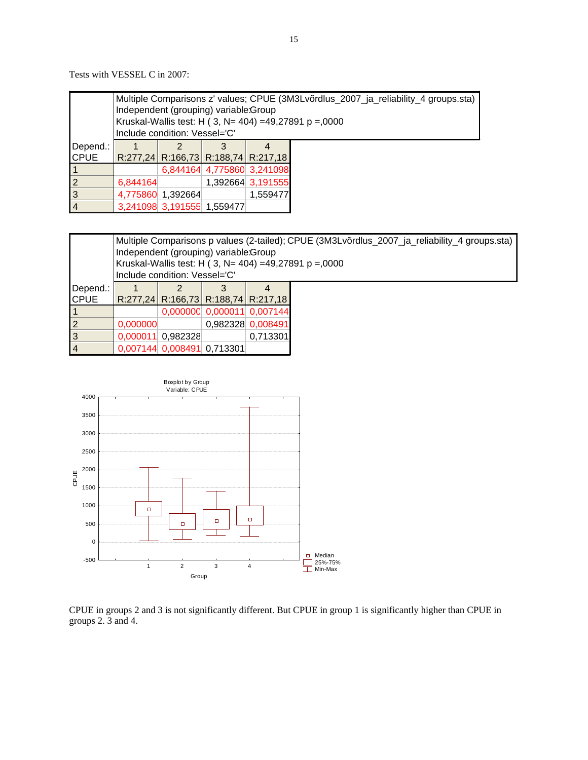Tests with VESSEL C in 2007:

| Multiple Comparisons z' values; CPUE (3M3Lvõrdlus_2007_ja_reliability_4 groups.sta) Independent (grouping) variable:Group Kruskal-Wallis test: H ( 3, N= 404) =49,27891 p =,0000 Include condition: Vessel='C' | | | | |
|---|---|---|---|---|
| Depend.: CPUE | 1 R:277,24 | 2 R:166,73 | 3 R:188,74 | 4 R:217,18 |
| 1 | | 6,844164 | 4,775860 | 3,241098 |
| 2 | 6,844164 | | 1,392664 | 3,191555 |
| 3 | 4,775860 | 1,392664 | | 1,559477 |
| 4 | 3,241098 | 3,191555 | 1,559477 | |

| Multiple Comparisons p values (2-tailed); CPUE (3M3Lvõrdlus_2007_ja_reliability_4 groups.sta) Independent (grouping) variable:Group Kruskal-Wallis test: H ( 3, N= 404) =49,27891 p =,0000 Include condition: Vessel='C' | | | | |
|---|---|---|---|---|
| Depend.: CPUE | 1 R:277,24 | 2 R:166,73 | 3 R:188,74 | 4 R:217,18 |
| 1 | | 0,000000 | 0,000011 | 0,007144 |
| 2 | 0,000000 | | 0,982328 | 0,008491 |
| 3 | 0,000011 | 0,982328 | | 0,713301 |
| 4 | 0,007144 | 0,008491 | 0,713301 | |

CPUE in groups 2 and 3 is not significantly different. But CPUE in group 1 is significantly higher than CPUE in groups 2. 3 and 4.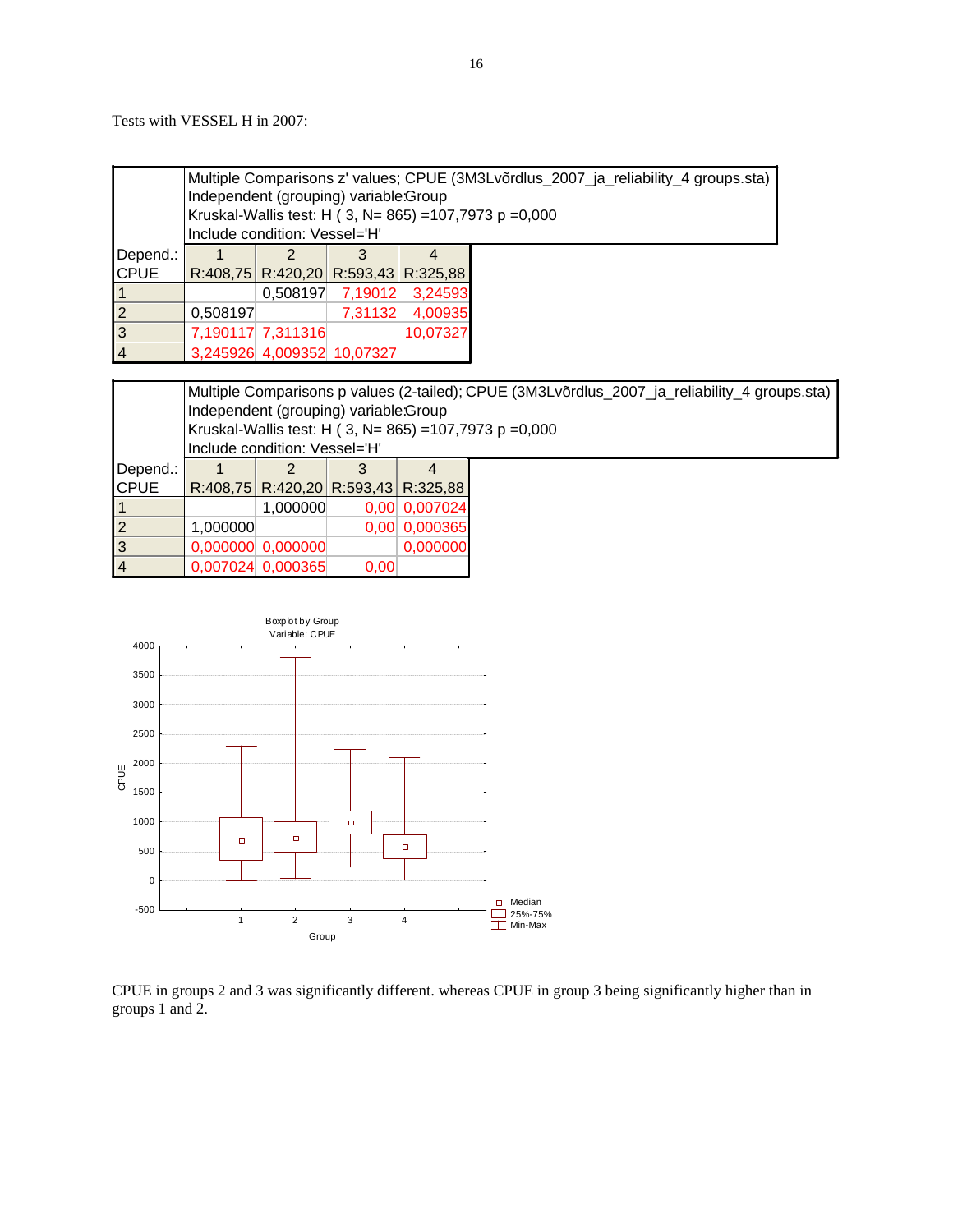Tests with VESSEL H in 2007:

| | Multiple Comparisons z' values; CPUE (3M3Lvõrdlus_2007_ja_reliability_4 groups.sta)<br>Independent (grouping) variable:Group<br>Kruskal-Wallis test: H ( 3, N= 865) =107,7973 p =0,000<br>Include condition: Vessel='H' | | | |
|---|---|---|---|---|
| Depend.:<br>CPUE | 1<br>R:408,75 | 2<br>R:420,20 | 3<br>R:593,43 | 4<br>R:325,88 |
| 1 | | 0,508197 | 7,19012 | 3,24593 |
| 2 | 0,508197 | | 7,31132 | 4,00935 |
| 3 | 7,190117 | 7,311316 | | 10,07327 |
| 4 | 3,245926 | 4,009352 | 10,07327 | |

| | Multiple Comparisons p values (2-tailed); CPUE (3M3Lvõrdlus_2007_ja_reliability_4 groups.sta)<br>Independent (grouping) variable:Group<br>Kruskal-Wallis test: H ( 3, N= 865) =107,7973 p =0,000<br>Include condition: Vessel='H' | | | |
|---|---|---|---|---|
| Depend.:<br>CPUE | 1<br>R:408,75 | 2<br>R:420,20 | 3<br>R:593,43 | 4<br>R:325,88 |
| 1 | | 1,000000 | 0,00 | 0,007024 |
| 2 | 1,000000 | | 0,00 | 0,000365 |
| 3 | 0,000000 | 0,000000 | | 0,000000 |
| 4 | 0,007024 | 0,000365 | 0,00 | |

Boxplot by Group
Variable: CPUE

CPUE in groups 2 and 3 was significantly different. whereas CPUE in group 3 being significantly higher than in groups 1 and 2.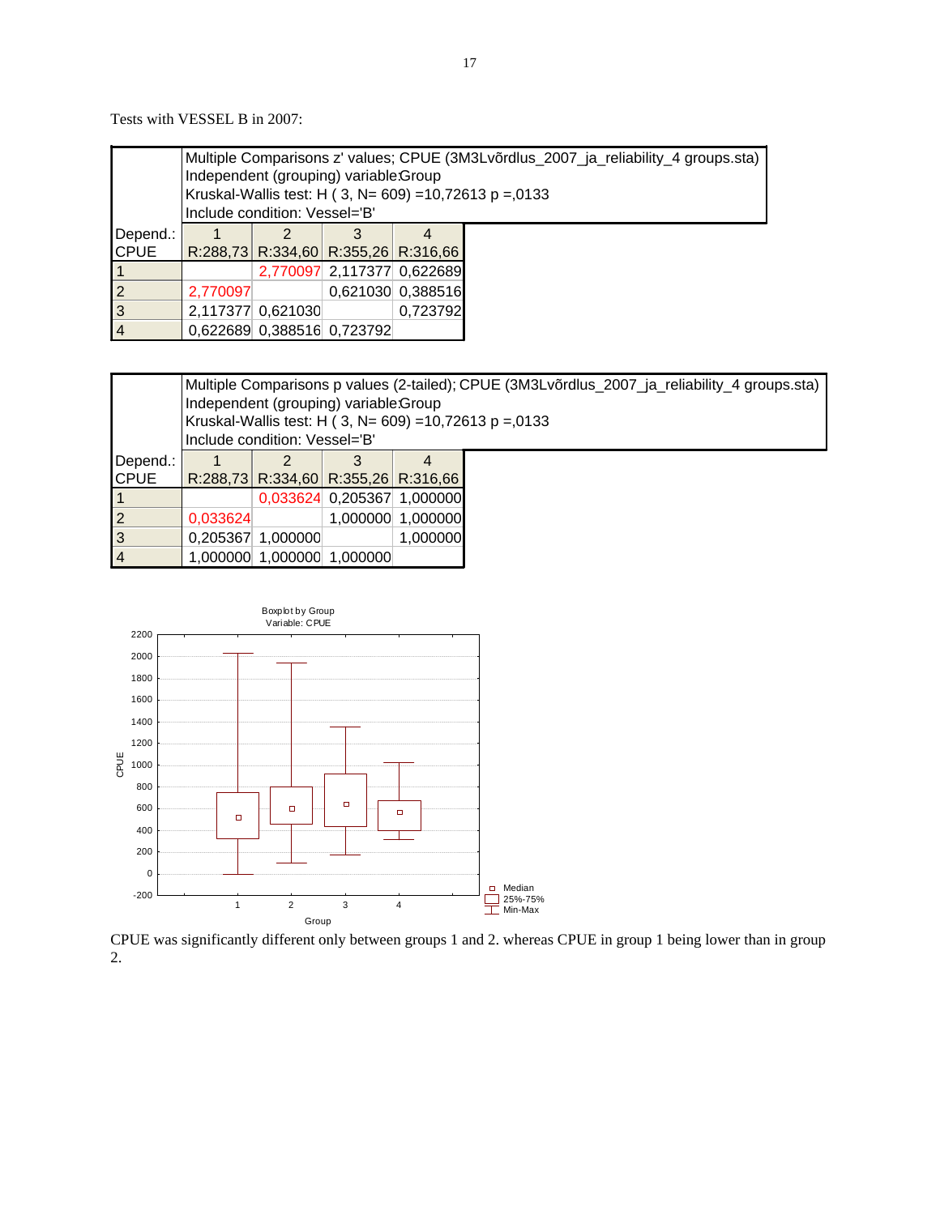Tests with VESSEL B in 2007:

| Depend.: CPUE | 1 R:288,73 | 2 R:334,60 | 3 R:355,26 | 4 R:316,66 |
|---|---|---|---|---|
| **Multiple Comparisons z' values; CPUE (3M3Lvõrdlus_2007_ja_reliability_4 groups.sta) Independent (grouping) variable:Group Kruskal-Wallis test: H ( 3, N= 609) =10,72613 p =,0133 Include condition: Vessel='B'** | | | | |
| 1 | | 2,770097 | 2,117377 | 0,622689 |
| 2 | 2,770097 | | 0,621030 | 0,388516 |
| 3 | 2,117377 | 0,621030 | | 0,723792 |
| 4 | 0,622689 | 0,388516 | 0,723792 | |

| Depend.: CPUE | 1 R:288,73 | 2 R:334,60 | 3 R:355,26 | 4 R:316,66 |
|---|---|---|---|---|
| **Multiple Comparisons p values (2-tailed); CPUE (3M3Lvõrdlus_2007_ja_reliability_4 groups.sta) Independent (grouping) variable:Group Kruskal-Wallis test: H ( 3, N= 609) =10,72613 p =,0133 Include condition: Vessel='B'** | | | | |
| 1 | | 0,033624 | 0,205367 | 1,000000 |
| 2 | 0,033624 | | 1,000000 | 1,000000 |
| 3 | 0,205367 | 1,000000 | | 1,000000 |
| 4 | 1,000000 | 1,000000 | 1,000000 | |

CPUE was significantly different only between groups 1 and 2. whereas CPUE in group 1 being lower than in group 2.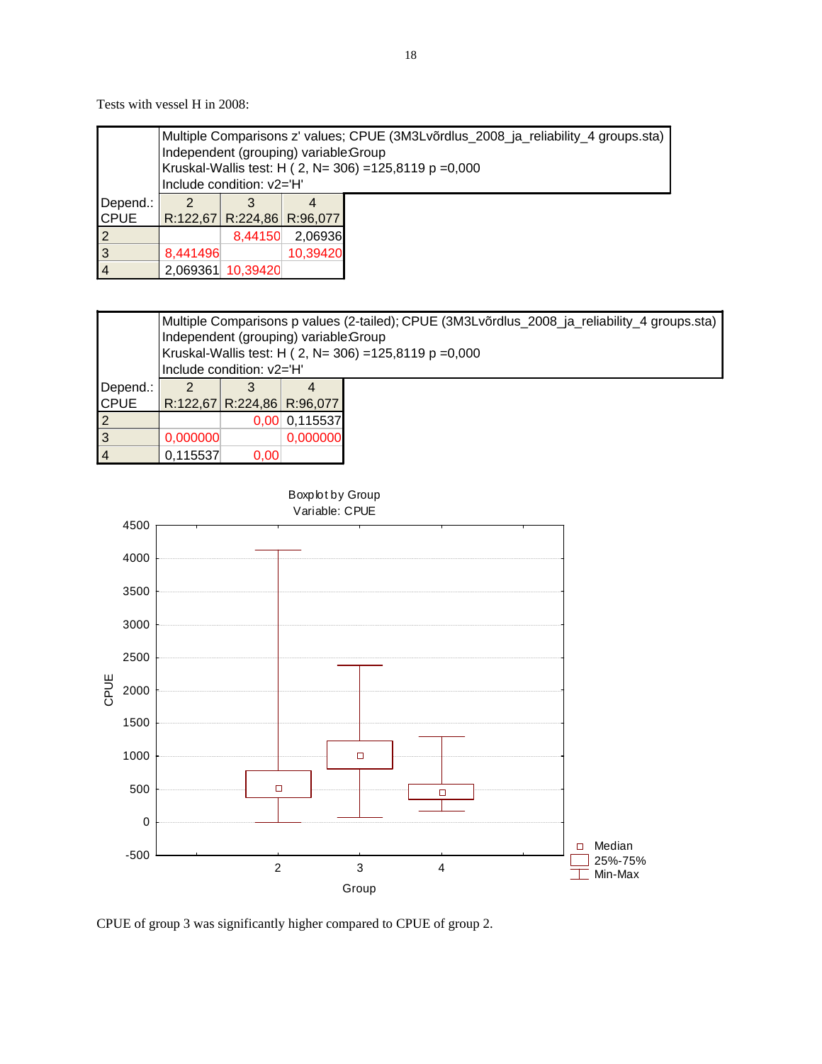Tests with vessel H in 2008:

| Depend.: CPUE | 2 R:122,67 | 3 R:224,86 | 4 R:96,077 |
|---|---|---|---|
| | Multiple Comparisons z' values; CPUE (3M3Lvõrdlus_2008_ja_reliability_4 groups.sta) Independent (grouping) variable:Group Kruskal-Wallis test: H ( 2, N= 306) =125,8119 p =0,000 Include condition: v2='H' | | |
| 2 | | 8,44150 | 2,06936 |
| 3 | 8,441496 | | 10,39420 |
| 4 | 2,069361 | 10,39420 | |

| Depend.: CPUE | 2 R:122,67 | 3 R:224,86 | 4 R:96,077 |
|---|---|---|---|
| | Multiple Comparisons p values (2-tailed); CPUE (3M3Lvõrdlus_2008_ja_reliability_4 groups.sta) Independent (grouping) variable:Group Kruskal-Wallis test: H ( 2, N= 306) =125,8119 p =0,000 Include condition: v2='H' | | |
| 2 | | 0,00 | 0,115537 |
| 3 | 0,000000 | | 0,000000 |
| 4 | 0,115537 | 0,00 | |

Boxplot by Group
Variable: CPUE

CPUE of group 3 was significantly higher compared to CPUE of group 2.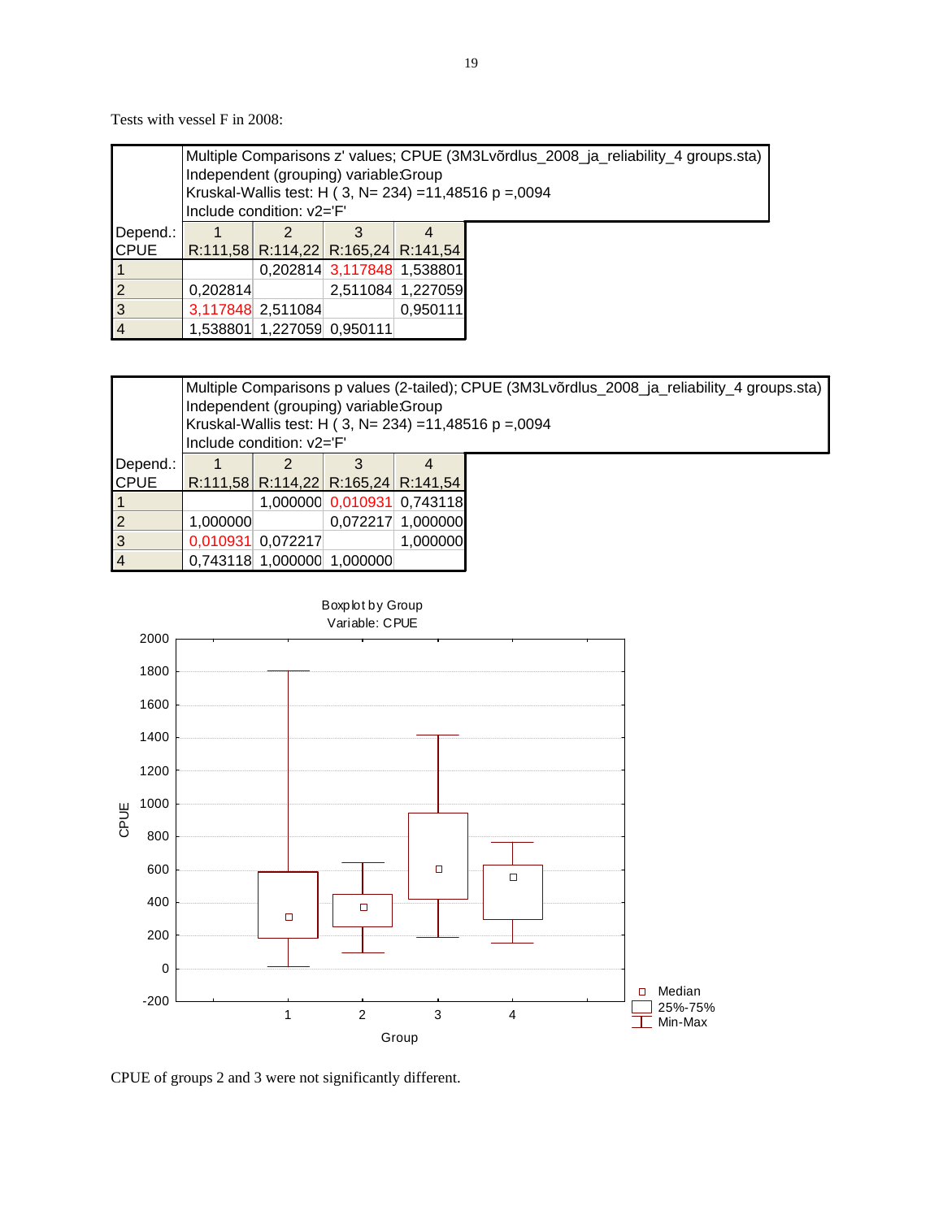Tests with vessel F in 2008:

| | Multiple Comparisons z' values; CPUE (3M3Lvõrdlus_2008_ja_reliability_4 groups.sta) Independent (grouping) variable:Group Kruskal-Wallis test: H ( 3, N= 234) =11,48516 p =,0094 Include condition: v2='F' | | | |
|---|---|---|---|---|
| Depend.: CPUE | 1 R:111,58 | 2 R:114,22 | 3 R:165,24 | 4 R:141,54 |
| 1 | | 0,202814 | 3,117848 | 1,538801 |
| 2 | 0,202814 | | 2,511084 | 1,227059 |
| 3 | 3,117848 | 2,511084 | | 0,950111 |
| 4 | 1,538801 | 1,227059 | 0,950111 | |

| | Multiple Comparisons p values (2-tailed); CPUE (3M3Lvõrdlus_2008_ja_reliability_4 groups.sta) Independent (grouping) variable:Group Kruskal-Wallis test: H ( 3, N= 234) =11,48516 p =,0094 Include condition: v2='F' | | | |
|---|---|---|---|---|
| Depend.: CPUE | 1 R:111,58 | 2 R:114,22 | 3 R:165,24 | 4 R:141,54 |
| 1 | | 1,000000 | 0,010931 | 0,743118 |
| 2 | 1,000000 | | 0,072217 | 1,000000 |
| 3 | 0,010931 | 0,072217 | | 1,000000 |
| 4 | 0,743118 | 1,000000 | 1,000000 | |

CPUE of groups 2 and 3 were not significantly different.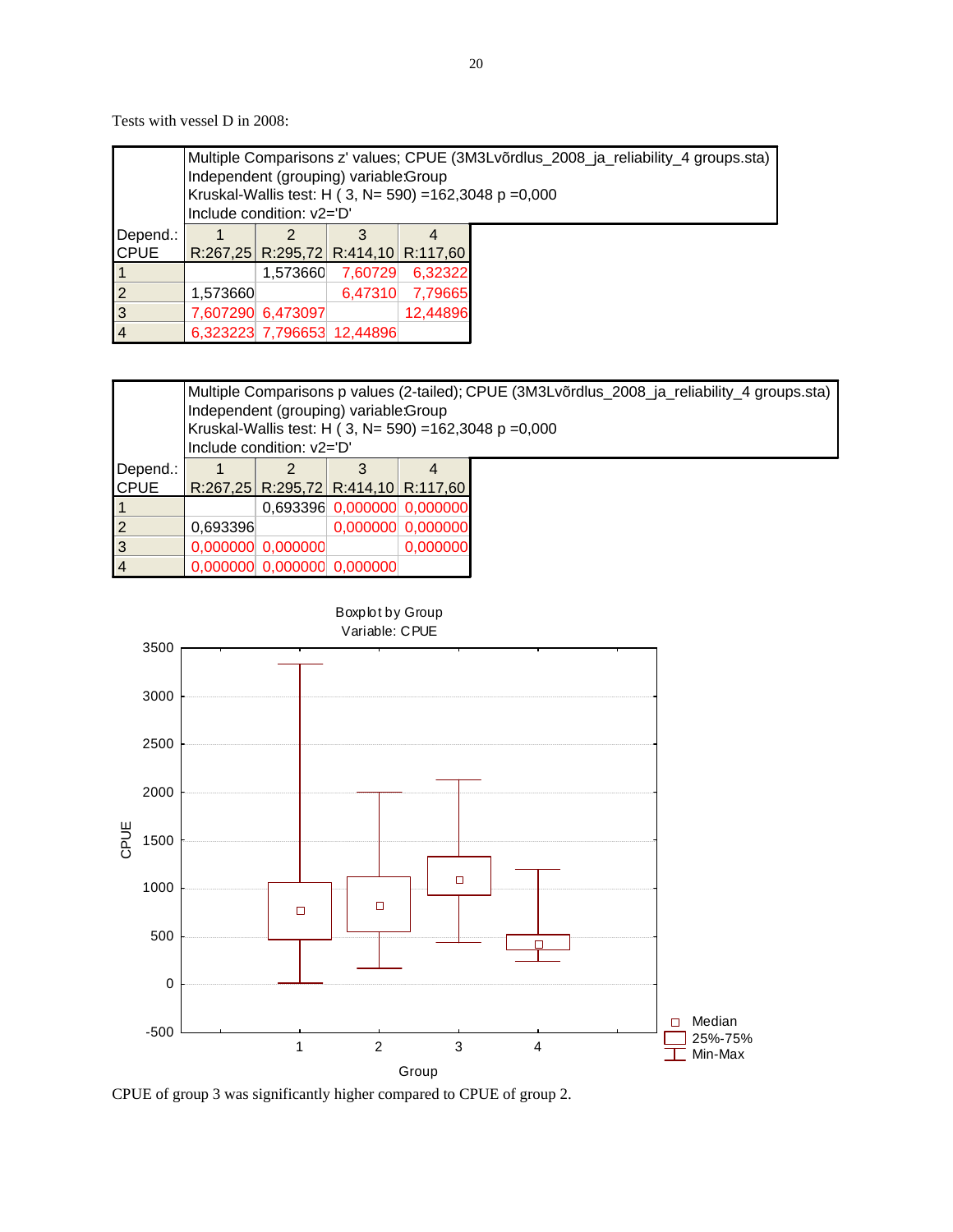Tests with vessel D in 2008:

| | Multiple Comparisons z' values; CPUE (3M3Lvõrdlus_2008_ja_reliability_4 groups.sta)<br>Independent (grouping) variable:Group<br>Kruskal-Wallis test: H ( 3, N= 590) =162,3048 p =0,000<br>Include condition: v2='D' | | | |
|---|---|---|---|---|
| Depend.:<br>CPUE | 1<br>R:267,25 | 2<br>R:295,72 | 3<br>R:414,10 | 4<br>R:117,60 |
| 1 | | 1,573660 | 7,60729 | 6,32322 |
| 2 | 1,573660 | | 6,47310 | 7,79665 |
| 3 | 7,607290 | 6,473097 | | 12,44896 |
| 4 | 6,323223 | 7,796653 | 12,44896 | |

| | Multiple Comparisons p values (2-tailed); CPUE (3M3Lvõrdlus_2008_ja_reliability_4 groups.sta)<br>Independent (grouping) variable:Group<br>Kruskal-Wallis test: H ( 3, N= 590) =162,3048 p =0,000<br>Include condition: v2='D' | | | |
|---|---|---|---|---|
| Depend.:<br>CPUE | 1<br>R:267,25 | 2<br>R:295,72 | 3<br>R:414,10 | 4<br>R:117,60 |
| 1 | | 0,693396 | 0,000000 | 0,000000 |
| 2 | 0,693396 | | 0,000000 | 0,000000 |
| 3 | 0,000000 | 0,000000 | | 0,000000 |
| 4 | 0,000000 | 0,000000 | 0,000000 | |

Boxplot by Group
Variable: CPUE

CPUE of group 3 was significantly higher compared to CPUE of group 2.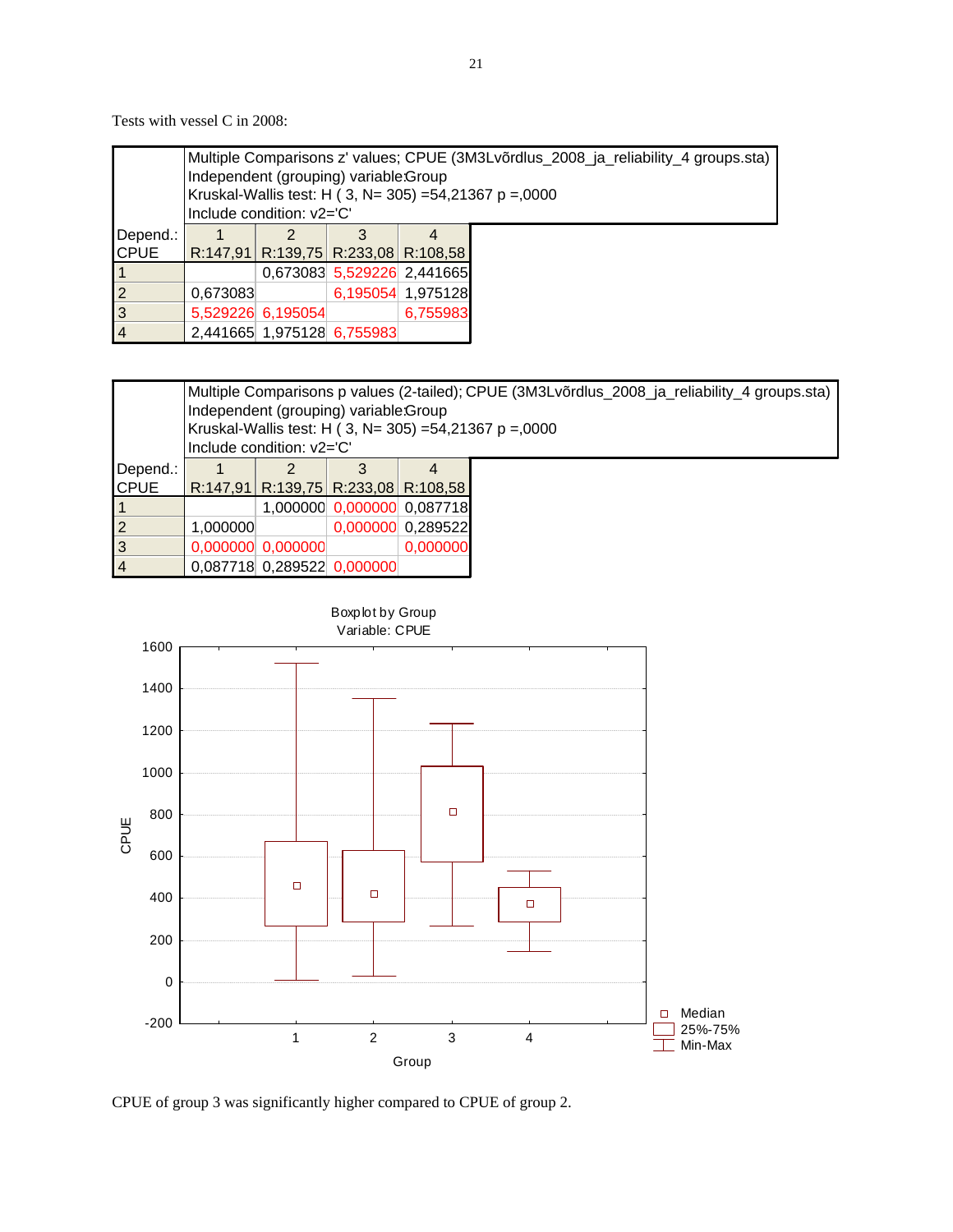Tests with vessel C in 2008:

| Multiple Comparisons z' values; CPUE (3M3Lvõrdlus_2008_ja_reliability_4 groups.sta) Independent (grouping) variable:Group Kruskal-Wallis test: H ( 3, N= 305) =54,21367 p =,0000 Include condition: v2='C' | | | | |
|---|---|---|---|---|
| Depend.: CPUE | 1 R:147,91 | 2 R:139,75 | 3 R:233,08 | 4 R:108,58 |
| 1 | | 0,673083 | 5,529226 | 2,441665 |
| 2 | 0,673083 | | 6,195054 | 1,975128 |
| 3 | 5,529226 | 6,195054 | | 6,755983 |
| 4 | 2,441665 | 1,975128 | 6,755983 | |

| Multiple Comparisons p values (2-tailed); CPUE (3M3Lvõrdlus_2008_ja_reliability_4 groups.sta) Independent (grouping) variable:Group Kruskal-Wallis test: H ( 3, N= 305) =54,21367 p =,0000 Include condition: v2='C' | | | | |
|---|---|---|---|---|
| Depend.: CPUE | 1 R:147,91 | 2 R:139,75 | 3 R:233,08 | 4 R:108,58 |
| 1 | | 1,000000 | 0,000000 | 0,087718 |
| 2 | 1,000000 | | 0,000000 | 0,289522 |
| 3 | 0,000000 | 0,000000 | | 0,000000 |
| 4 | 0,087718 | 0,289522 | 0,000000 | |

Boxplot by Group
Variable: CPUE

CPUE of group 3 was significantly higher compared to CPUE of group 2.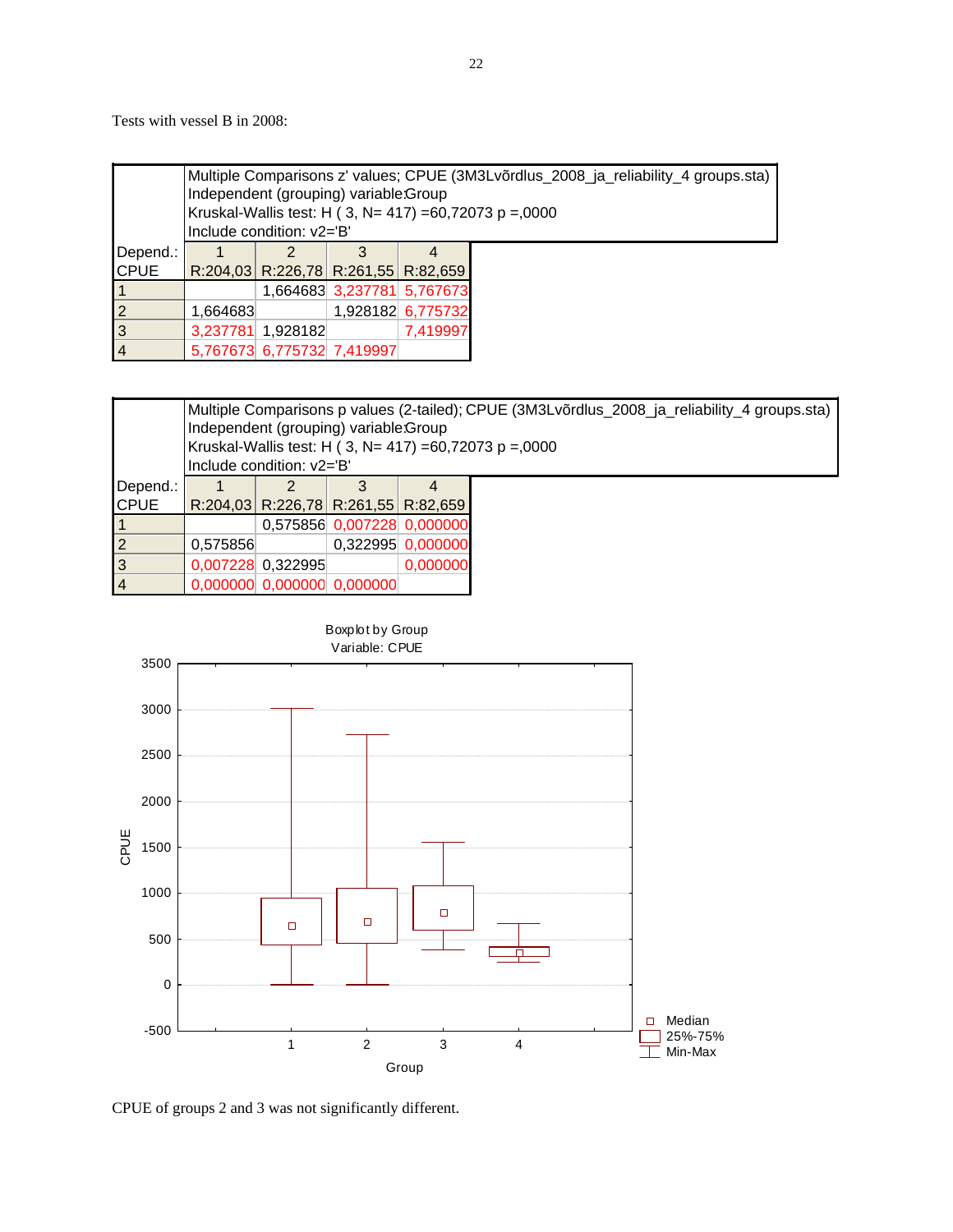Tests with vessel B in 2008:

| | Multiple Comparisons z' values; CPUE (3M3Lvõrdlus_2008_ja_reliability_4 groups.sta)<br>Independent (grouping) variable:Group<br>Kruskal-Wallis test: H ( 3, N= 417) =60,72073 p =,0000<br>Include condition: v2='B' | | | |
|---|---|---|---|---|
| Depend.:<br>CPUE | 1<br>R:204,03 | 2<br>R:226,78 | 3<br>R:261,55 | 4<br>R:82,659 |
| 1 | | 1,664683 | 3,237781 | 5,767673 |
| 2 | 1,664683 | | 1,928182 | 6,775732 |
| 3 | 3,237781 | 1,928182 | | 7,419997 |
| 4 | 5,767673 | 6,775732 | 7,419997 | |

| | Multiple Comparisons p values (2-tailed); CPUE (3M3Lvõrdlus_2008_ja_reliability_4 groups.sta)<br>Independent (grouping) variable:Group<br>Kruskal-Wallis test: H ( 3, N= 417) =60,72073 p =,0000<br>Include condition: v2='B' | | | |
|---|---|---|---|---|
| Depend.:<br>CPUE | 1<br>R:204,03 | 2<br>R:226,78 | 3<br>R:261,55 | 4<br>R:82,659 |
| 1 | | 0,575856 | 0,007228 | 0,000000 |
| 2 | 0,575856 | | 0,322995 | 0,000000 |
| 3 | 0,007228 | 0,322995 | | 0,000000 |
| 4 | 0,000000 | 0,000000 | 0,000000 | |

Boxplot by Group
Variable: CPUE

CPUE of groups 2 and 3 was not significantly different.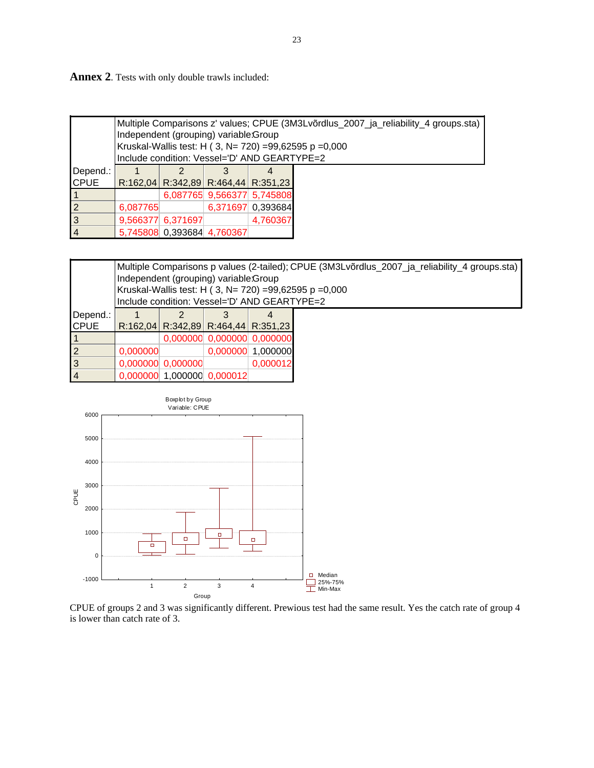**Annex 2**. Tests with only double trawls included:

| | Multiple Comparisons z' values; CPUE (3M3Lvõrdlus_2007_ja_reliability_4 groups.sta) Independent (grouping) variable:Group Kruskal-Wallis test: H ( 3, N= 720) =99,62595 p =0,000 Include condition: Vessel='D' AND GEARTYPE=2 | | | |
|---|---|---|---|---|
| Depend.: CPUE | 1 R:162,04 | 2 R:342,89 | 3 R:464,44 | 4 R:351,23 |
| 1 | | 6,087765 | 9,566377 | 5,745808 |
| 2 | 6,087765 | | 6,371697 | 0,393684 |
| 3 | 9,566377 | 6,371697 | | 4,760367 |
| 4 | 5,745808 | 0,393684 | 4,760367 | |

| | Multiple Comparisons p values (2-tailed); CPUE (3M3Lvõrdlus_2007_ja_reliability_4 groups.sta) Independent (grouping) variable:Group Kruskal-Wallis test: H ( 3, N= 720) =99,62595 p =0,000 Include condition: Vessel='D' AND GEARTYPE=2 | | | |
|---|---|---|---|---|
| Depend.: CPUE | 1 R:162,04 | 2 R:342,89 | 3 R:464,44 | 4 R:351,23 |
| 1 | | 0,000000 | 0,000000 | 0,000000 |
| 2 | 0,000000 | | 0,000000 | 1,000000 |
| 3 | 0,000000 | 0,000000 | | 0,000012 |
| 4 | 0,000000 | 1,000000 | 0,000012 | |

CPUE of groups 2 and 3 was significantly different. Prewious test had the same result. Yes the catch rate of group 4 is lower than catch rate of 3.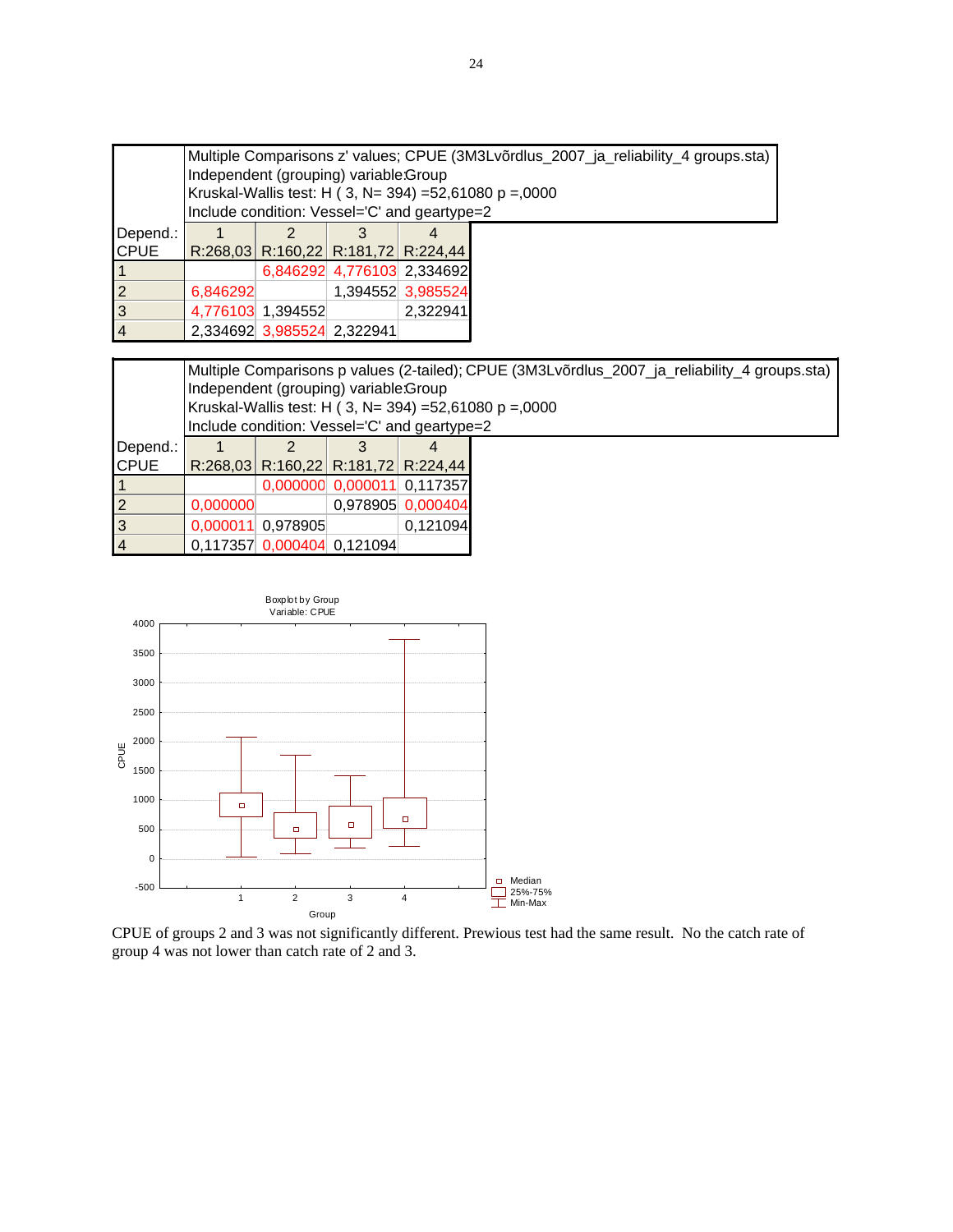| Depend.: CPUE | Multiple Comparisons z' values; CPUE (3M3Lvõrdlus_2007_ja_reliability_4 groups.sta) Independent (grouping) variable:Group Kruskal-Wallis test: H ( 3, N= 394) =52,61080 p =,0000 Include condition: Vessel='C' and geartype=2 | | | |
|---|---|---|---|---|
| | 1 R:268,03 | 2 R:160,22 | 3 R:181,72 | 4 R:224,44 |
| 1 | | 6,846292 | 4,776103 | 2,334692 |
| 2 | 6,846292 | | 1,394552 | 3,985524 |
| 3 | 4,776103 | 1,394552 | | 2,322941 |
| 4 | 2,334692 | 3,985524 | 2,322941 | |

| Depend.: CPUE | Multiple Comparisons p values (2-tailed); CPUE (3M3Lvõrdlus_2007_ja_reliability_4 groups.sta) Independent (grouping) variable:Group Kruskal-Wallis test: H ( 3, N= 394) =52,61080 p =,0000 Include condition: Vessel='C' and geartype=2 | | | |
|---|---|---|---|---|
| | 1 R:268,03 | 2 R:160,22 | 3 R:181,72 | 4 R:224,44 |
| 1 | | 0,000000 | 0,000011 | 0,117357 |
| 2 | 0,000000 | | 0,978905 | 0,000404 |
| 3 | 0,000011 | 0,978905 | | 0,121094 |
| 4 | 0,117357 | 0,000404 | 0,121094 | |

Boxplot by Group
Variable: CPUE

CPUE of groups 2 and 3 was not significantly different. Prewious test had the same result. No the catch rate of group 4 was not lower than catch rate of 2 and 3.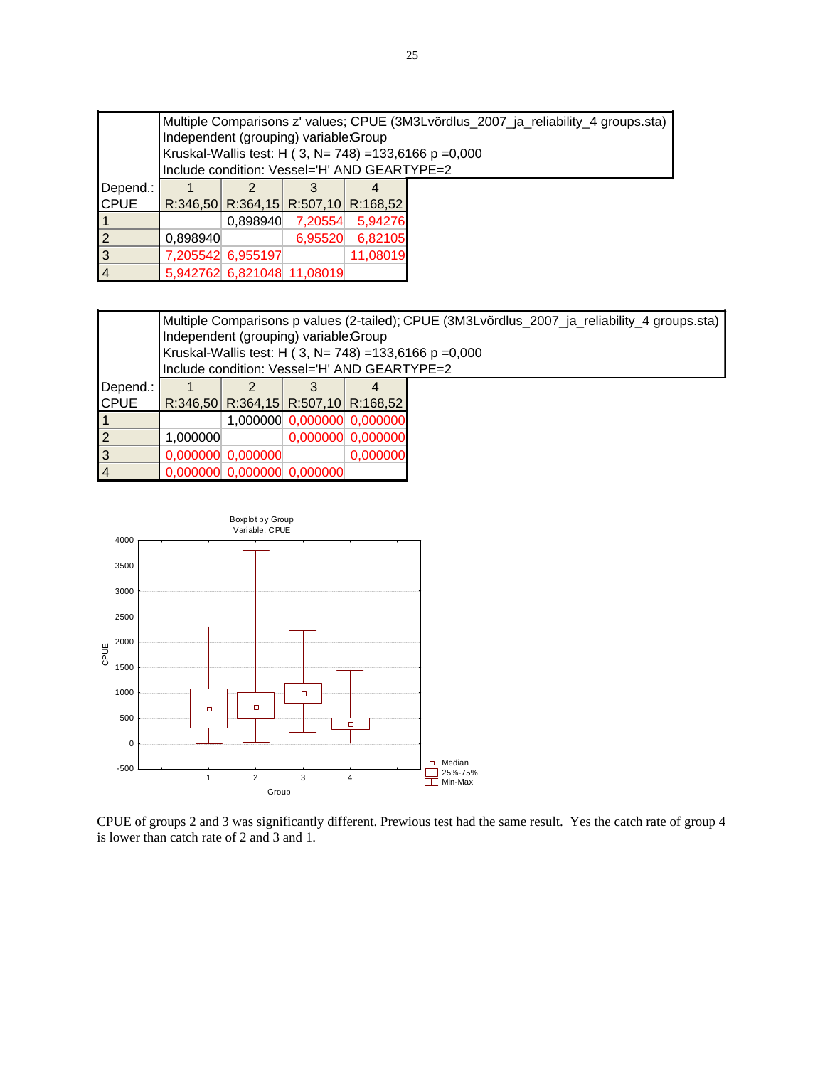| Depend.: CPUE | Multiple Comparisons z' values; CPUE (3M3Lvõrdlus_2007_ja_reliability_4 groups.sta) Independent (grouping) variable:Group Kruskal-Wallis test: H ( 3, N= 748) =133,6166 p =0,000 Include condition: Vessel='H' AND GEARTYPE=2 | | | |
|---|---|---|---|---|
| | 1 R:346,50 | 2 R:364,15 | 3 R:507,10 | 4 R:168,52 |
| 1 | | 0,898940 | 7,20554 | 5,94276 |
| 2 | 0,898940 | | 6,95520 | 6,82105 |
| 3 | 7,205542 | 6,955197 | | 11,08019 |
| 4 | 5,942762 | 6,821048 | 11,08019 | |

| Depend.: CPUE | Multiple Comparisons p values (2-tailed); CPUE (3M3Lvõrdlus_2007_ja_reliability_4 groups.sta) Independent (grouping) variable:Group Kruskal-Wallis test: H ( 3, N= 748) =133,6166 p =0,000 Include condition: Vessel='H' AND GEARTYPE=2 | | | |
|---|---|---|---|---|
| | 1 R:346,50 | 2 R:364,15 | 3 R:507,10 | 4 R:168,52 |
| 1 | | 1,000000 | 0,000000 | 0,000000 |
| 2 | 1,000000 | | 0,000000 | 0,000000 |
| 3 | 0,000000 | 0,000000 | | 0,000000 |
| 4 | 0,000000 | 0,000000 | 0,000000 | |

Boxplot by Group
Variable: CPUE

CPUE of groups 2 and 3 was significantly different. Prewious test had the same result. Yes the catch rate of group 4 is lower than catch rate of 2 and 3 and 1.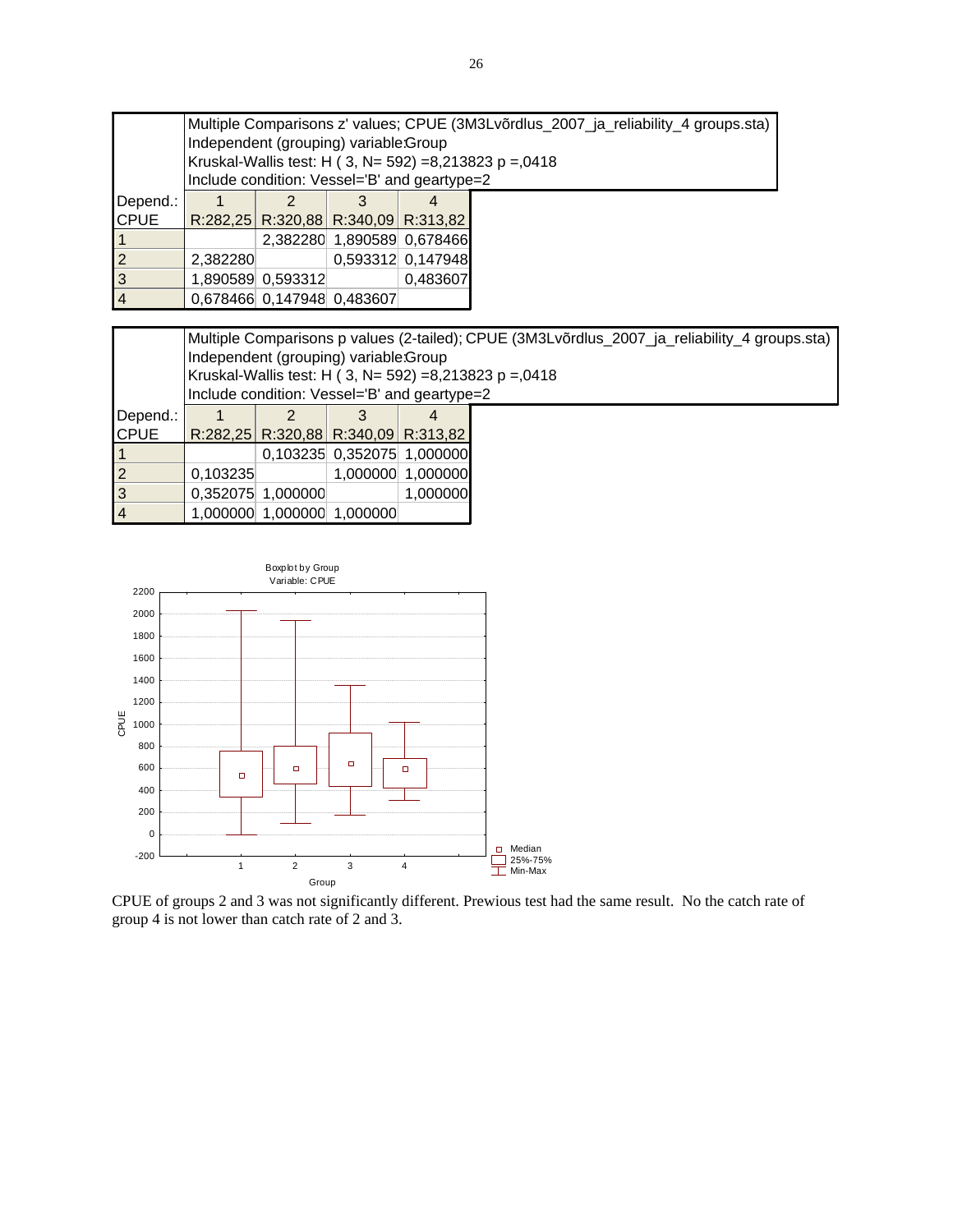Multiple Comparisons z' values; CPUE (3M3Lvõrdlus_2007_ja_reliability_4 groups.sta)
Independent (grouping) variable:Group
Kruskal-Wallis test: H ( 3, N= 592) =8,213823 p =,0418
Include condition: Vessel='B' and geartype=2

| Depend.: CPUE | 1 R:282,25 | 2 R:320,88 | 3 R:340,09 | 4 R:313,82 |
|---|---|---|---|---|
| 1 | | 2,382280 | 1,890589 | 0,678466 |
| 2 | 2,382280 | | 0,593312 | 0,147948 |
| 3 | 1,890589 | 0,593312 | | 0,483607 |
| 4 | 0,678466 | 0,147948 | 0,483607 | |

Multiple Comparisons p values (2-tailed); CPUE (3M3Lvõrdlus_2007_ja_reliability_4 groups.sta)
Independent (grouping) variable:Group
Kruskal-Wallis test: H ( 3, N= 592) =8,213823 p =,0418
Include condition: Vessel='B' and geartype=2

| Depend.: CPUE | 1 R:282,25 | 2 R:320,88 | 3 R:340,09 | 4 R:313,82 |
|---|---|---|---|---|
| 1 | | 0,103235 | 0,352075 | 1,000000 |
| 2 | 0,103235 | | 1,000000 | 1,000000 |
| 3 | 0,352075 | 1,000000 | | 1,000000 |
| 4 | 1,000000 | 1,000000 | 1,000000 | |

Boxplot by Group
Variable: CPUE

CPUE of groups 2 and 3 was not significantly different. Prewious test had the same result. No the catch rate of group 4 is not lower than catch rate of 2 and 3.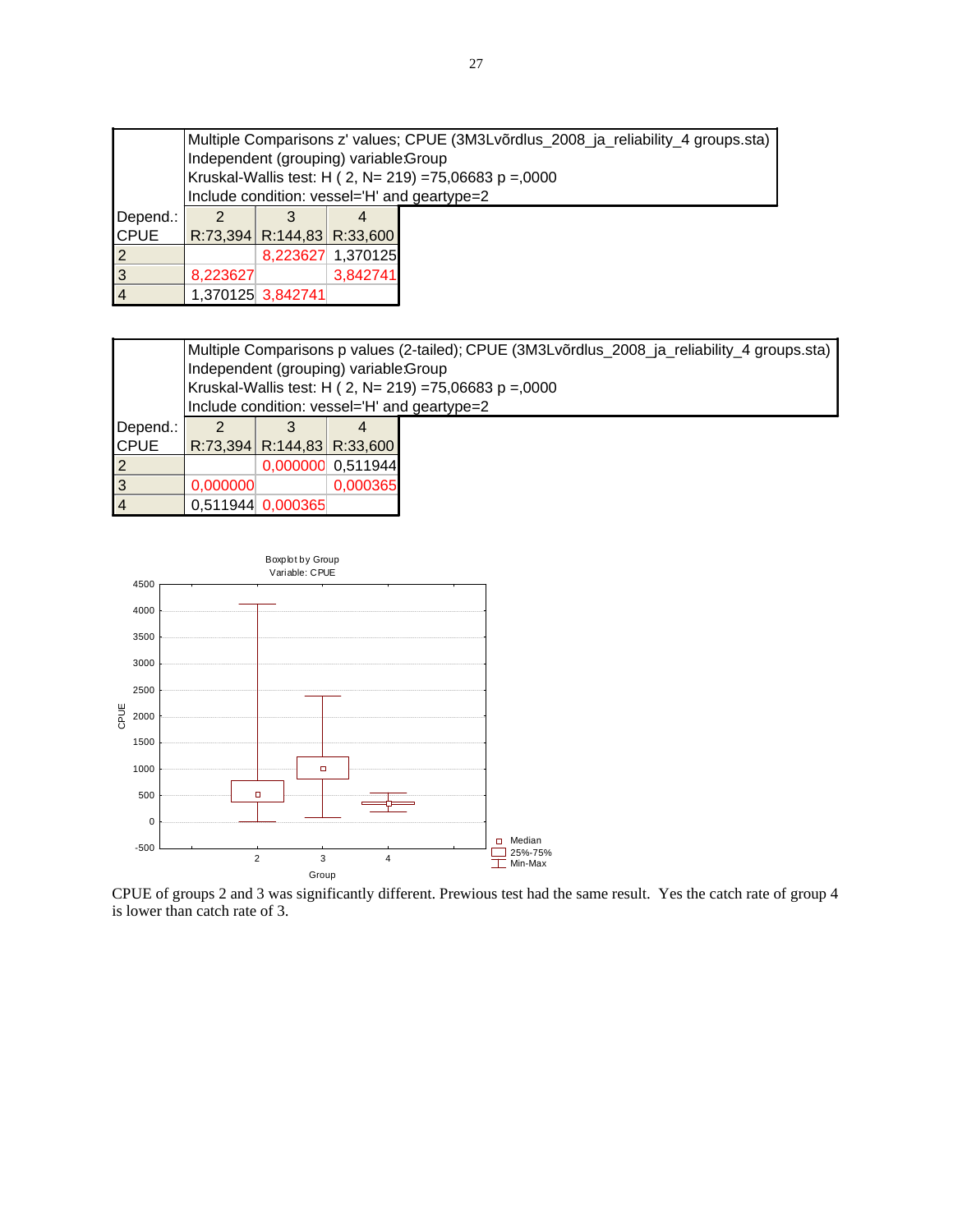| Depend.: CPUE | Multiple Comparisons z' values; CPUE (3M3Lvõrdlus_2008_ja_reliability_4 groups.sta) Independent (grouping) variable:Group Kruskal-Wallis test: H ( 2, N= 219) =75,06683 p =,0000 Include condition: vessel='H' and geartype=2 | | |
|---|---|---|---|
| | 2 R:73,394 | 3 R:144,83 | 4 R:33,600 |
| 2 | | 8,223627 | 1,370125 |
| 3 | 8,223627 | | 3,842741 |
| 4 | 1,370125 | 3,842741 | |

| Depend.: CPUE | Multiple Comparisons p values (2-tailed); CPUE (3M3Lvõrdlus_2008_ja_reliability_4 groups.sta) Independent (grouping) variable:Group Kruskal-Wallis test: H ( 2, N= 219) =75,06683 p =,0000 Include condition: vessel='H' and geartype=2 | | |
|---|---|---|---|
| | 2 R:73,394 | 3 R:144,83 | 4 R:33,600 |
| 2 | | 0,000000 | 0,511944 |
| 3 | 0,000000 | | 0,000365 |
| 4 | 0,511944 | 0,000365 | |

Boxplot by Group
Variable: CPUE

CPUE of groups 2 and 3 was significantly different. Prewious test had the same result. Yes the catch rate of group 4 is lower than catch rate of 3.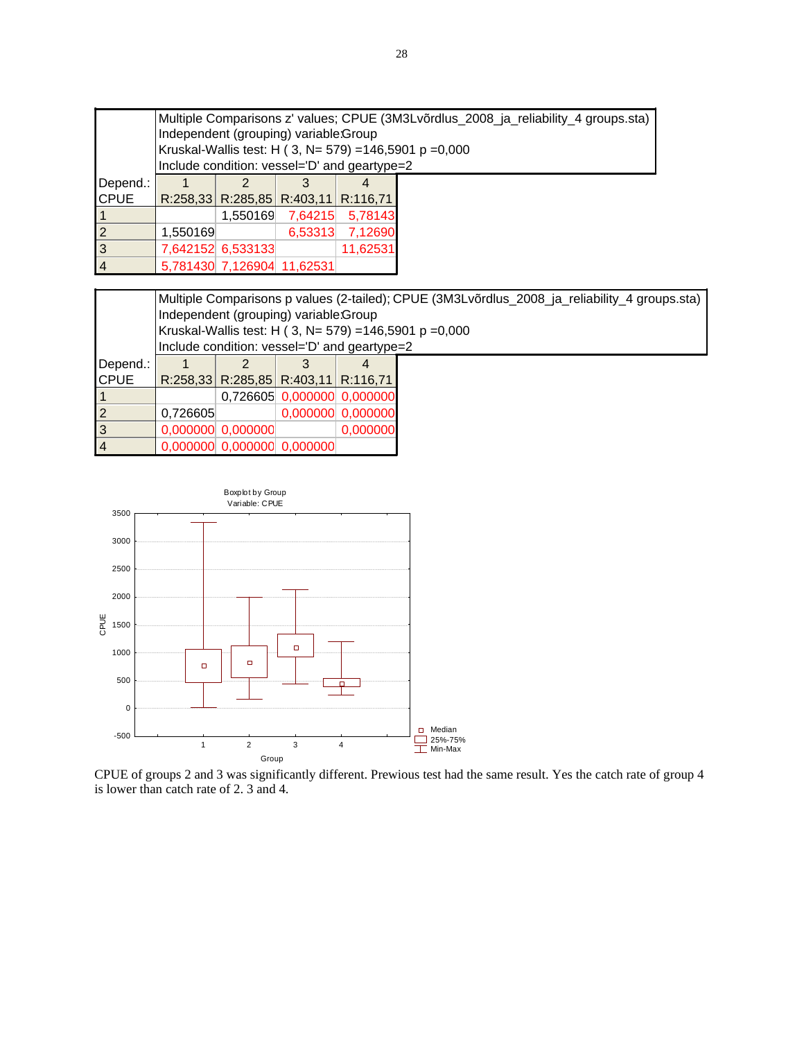| | Multiple Comparisons z' values; CPUE (3M3Lvõrdlus_2008_ja_reliability_4 groups.sta) Independent (grouping) variable:Group Kruskal-Wallis test: H ( 3, N= 579) =146,5901 p =0,000 Include condition: vessel='D' and geartype=2 | | | |
|---|---|---|---|---|
| Depend.: CPUE | 1 R:258,33 | 2 R:285,85 | 3 R:403,11 | 4 R:116,71 |
| 1 | | 1,550169 | 7,64215 | 5,78143 |
| 2 | 1,550169 | | 6,53313 | 7,12690 |
| 3 | 7,642152 | 6,533133 | | 11,62531 |
| 4 | 5,781430 | 7,126904 | 11,62531 | |

| | Multiple Comparisons p values (2-tailed); CPUE (3M3Lvõrdlus_2008_ja_reliability_4 groups.sta) Independent (grouping) variable:Group Kruskal-Wallis test: H ( 3, N= 579) =146,5901 p =0,000 Include condition: vessel='D' and geartype=2 | | | |
|---|---|---|---|---|
| Depend.: CPUE | 1 R:258,33 | 2 R:285,85 | 3 R:403,11 | 4 R:116,71 |
| 1 | | 0,726605 | 0,000000 | 0,000000 |
| 2 | 0,726605 | | 0,000000 | 0,000000 |
| 3 | 0,000000 | 0,000000 | | 0,000000 |
| 4 | 0,000000 | 0,000000 | 0,000000 | |

CPUE of groups 2 and 3 was significantly different. Prewious test had the same result. Yes the catch rate of group 4 is lower than catch rate of 2. 3 and 4.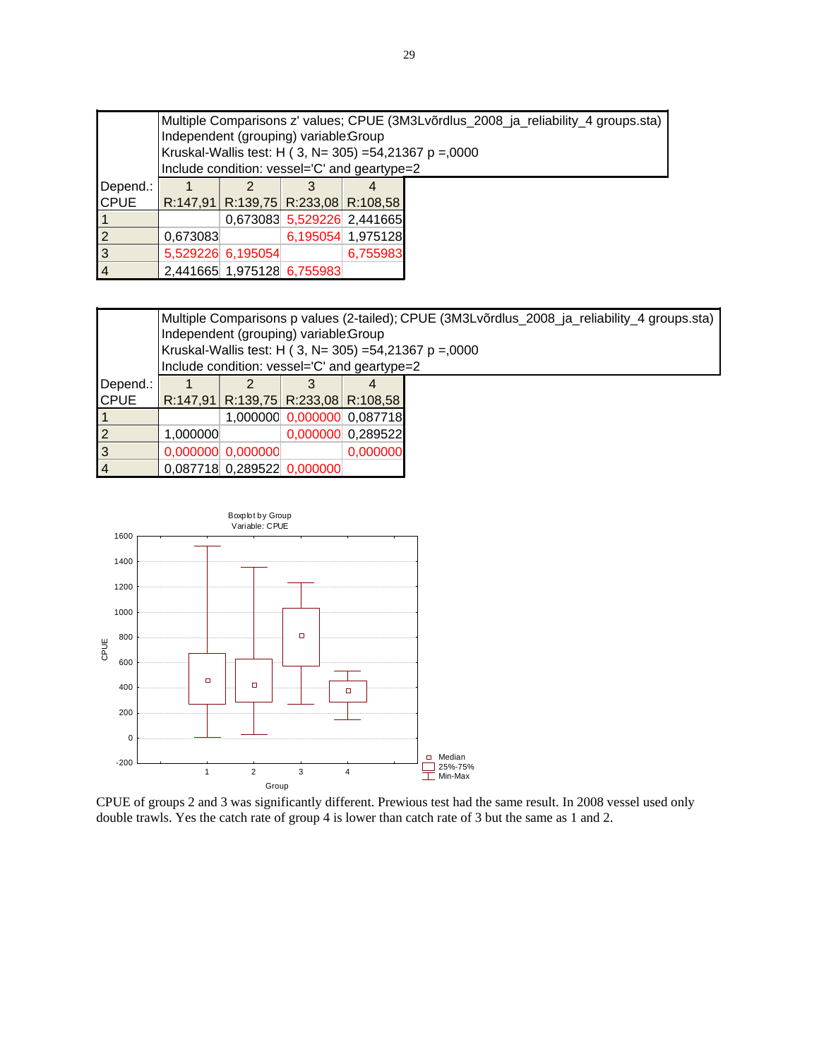| Depend.: CPUE | Multiple Comparisons z' values; CPUE (3M3Lvõrdlus_2008_ja_reliability_4 groups.sta) Independent (grouping) variable:Group Kruskal-Wallis test: H ( 3, N= 305) =54,21367 p =,0000 Include condition: vessel='C' and geartype=2 | | | |
|---|---|---|---|---|
| | 1 R:147,91 | 2 R:139,75 | 3 R:233,08 | 4 R:108,58 |
| 1 | | 0,673083 | 5,529226 | 2,441665 |
| 2 | 0,673083 | | 6,195054 | 1,975128 |
| 3 | 5,529226 | 6,195054 | | 6,755983 |
| 4 | 2,441665 | 1,975128 | 6,755983 | |

| Depend.: CPUE | Multiple Comparisons p values (2-tailed); CPUE (3M3Lvõrdlus_2008_ja_reliability_4 groups.sta) Independent (grouping) variable:Group Kruskal-Wallis test: H ( 3, N= 305) =54,21367 p =,0000 Include condition: vessel='C' and geartype=2 | | | |
|---|---|---|---|---|
| | 1 R:147,91 | 2 R:139,75 | 3 R:233,08 | 4 R:108,58 |
| 1 | | 1,000000 | 0,000000 | 0,087718 |
| 2 | 1,000000 | | 0,000000 | 0,289522 |
| 3 | 0,000000 | 0,000000 | | 0,000000 |
| 4 | 0,087718 | 0,289522 | 0,000000 | |

Boxplot by Group
Variable: CPUE

CPUE of groups 2 and 3 was significantly different. Prewious test had the same result. In 2008 vessel used only double trawls. Yes the catch rate of group 4 is lower than catch rate of 3 but the same as 1 and 2.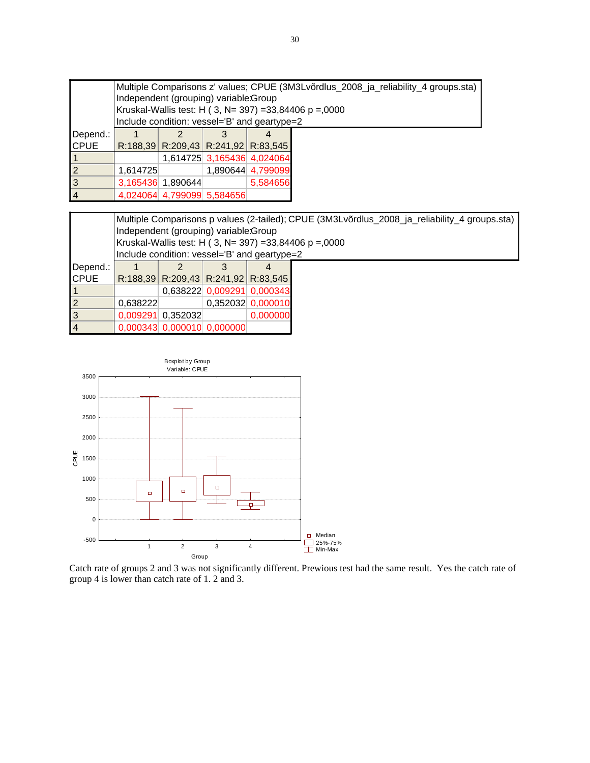| | Multiple Comparisons z' values; CPUE (3M3Lvõrdlus_2008_ja_reliability_4 groups.sta)<br>Independent (grouping) variable:Group<br>Kruskal-Wallis test: H ( 3, N= 397) =33,84406 p =,0000<br>Include condition: vessel='B' and geartype=2 | | | |
|---|---|---|---|---|
| Depend.:<br>CPUE | 1<br>R:188,39 | 2<br>R:209,43 | 3<br>R:241,92 | 4<br>R:83,545 |
| 1 | | 1,614725 | 3,165436 | 4,024064 |
| 2 | 1,614725 | | 1,890644 | 4,799099 |
| 3 | 3,165436 | 1,890644 | | 5,584656 |
| 4 | 4,024064 | 4,799099 | 5,584656 | |

| | Multiple Comparisons p values (2-tailed); CPUE (3M3Lvõrdlus_2008_ja_reliability_4 groups.sta)<br>Independent (grouping) variable:Group<br>Kruskal-Wallis test: H ( 3, N= 397) =33,84406 p =,0000<br>Include condition: vessel='B' and geartype=2 | | | |
|---|---|---|---|---|
| Depend.:<br>CPUE | 1<br>R:188,39 | 2<br>R:209,43 | 3<br>R:241,92 | 4<br>R:83,545 |
| 1 | | 0,638222 | 0,009291 | 0,000343 |
| 2 | 0,638222 | | 0,352032 | 0,000010 |
| 3 | 0,009291 | 0,352032 | | 0,000000 |
| 4 | 0,000343 | 0,000010 | 0,000000 | |

Boxplot by Group
Variable: CPUE

CPUE

3500
3000
2500
2000
1500
1000
500
0
-500

1 2 3 4

Group

Median
25%-75%
Min-Max

Catch rate of groups 2 and 3 was not significantly different. Prewious test had the same result. Yes the catch rate of group 4 is lower than catch rate of 1. 2 and 3.